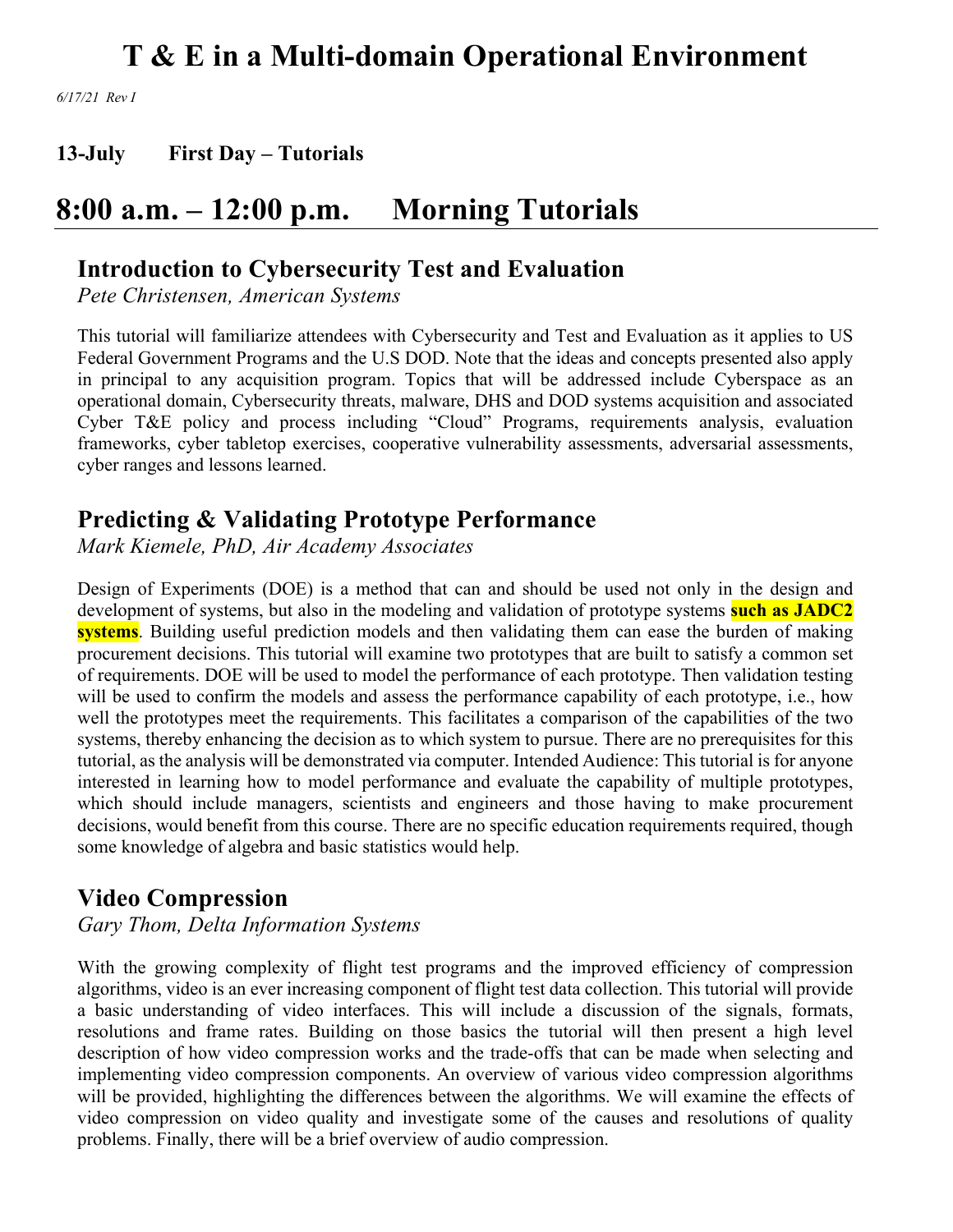# T & E in a Multi-domain Operational Environment

*6/17/21 Rev I*

**13-July First Day – Tutorials**

## 8:00 a.m. – 12:00 p.m. Morning Tutorials

### Introduction to Cybersecurity Test and Evaluation

*Pete Christensen, American Systems*

This tutorial will familiarize attendees with Cybersecurity and Test and Evaluation as it applies to US Federal Government Programs and the U.S DOD. Note that the ideas and concepts presented also apply in principal to any acquisition program. Topics that will be addressed include Cyberspace as an operational domain, Cybersecurity threats, malware, DHS and DOD systems acquisition and associated Cyber T&E policy and process including "Cloud" Programs, requirements analysis, evaluation frameworks, cyber tabletop exercises, cooperative vulnerability assessments, adversarial assessments, cyber ranges and lessons learned.

### Predicting & Validating Prototype Performance

*Mark Kiemele, PhD, Air Academy Associates*

Design of Experiments (DOE) is a method that can and should be used not only in the design and development of systems, but also in the modeling and validation of prototype systems **such as JADC2 systems**. Building useful prediction models and then validating them can ease the burden of making procurement decisions. This tutorial will examine two prototypes that are built to satisfy a common set of requirements. DOE will be used to model the performance of each prototype. Then validation testing will be used to confirm the models and assess the performance capability of each prototype, i.e., how well the prototypes meet the requirements. This facilitates a comparison of the capabilities of the two systems, thereby enhancing the decision as to which system to pursue. There are no prerequisites for this tutorial, as the analysis will be demonstrated via computer. Intended Audience: This tutorial is for anyone interested in learning how to model performance and evaluate the capability of multiple prototypes, which should include managers, scientists and engineers and those having to make procurement decisions, would benefit from this course. There are no specific education requirements required, though some knowledge of algebra and basic statistics would help.

### Video Compression

*Gary Thom, Delta Information Systems*

With the growing complexity of flight test programs and the improved efficiency of compression algorithms, video is an ever increasing component of flight test data collection. This tutorial will provide a basic understanding of video interfaces. This will include a discussion of the signals, formats, resolutions and frame rates. Building on those basics the tutorial will then present a high level description of how video compression works and the trade-offs that can be made when selecting and implementing video compression components. An overview of various video compression algorithms will be provided, highlighting the differences between the algorithms. We will examine the effects of video compression on video quality and investigate some of the causes and resolutions of quality problems. Finally, there will be a brief overview of audio compression.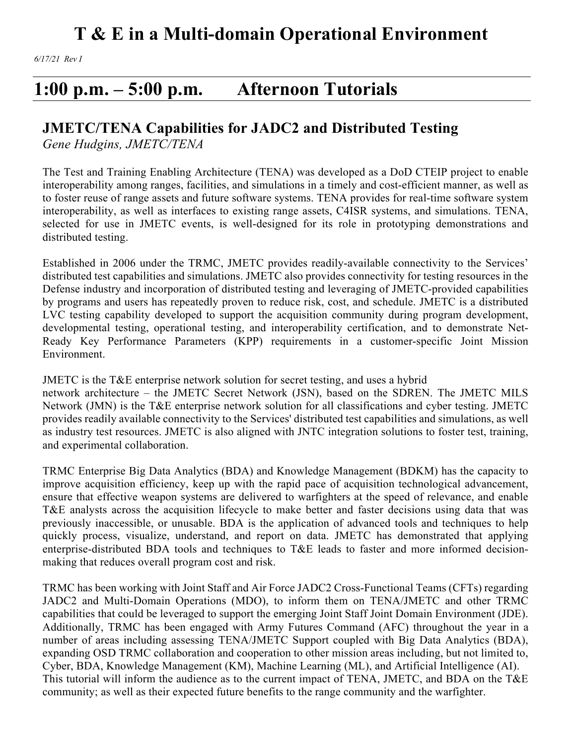# T & E in a Multi-domain Operational Environment

*6/17/21 Rev I*

# 1:00 p.m. – 5:00 p.m. Afternoon Tutorials

## JMETC/TENA Capabilities for JADC2 and Distributed Testing

*Gene Hudgins, JMETC/TENA*

The Test and Training Enabling Architecture (TENA) was developed as a DoD CTEIP project to enable interoperability among ranges, facilities, and simulations in a timely and cost-efficient manner, as well as to foster reuse of range assets and future software systems. TENA provides for real-time software system interoperability, as well as interfaces to existing range assets, C4ISR systems, and simulations. TENA, selected for use in JMETC events, is well-designed for its role in prototyping demonstrations and distributed testing.

Established in 2006 under the TRMC, JMETC provides readily-available connectivity to the Services' distributed test capabilities and simulations. JMETC also provides connectivity for testing resources in the Defense industry and incorporation of distributed testing and leveraging of JMETC-provided capabilities by programs and users has repeatedly proven to reduce risk, cost, and schedule. JMETC is a distributed LVC testing capability developed to support the acquisition community during program development, developmental testing, operational testing, and interoperability certification, and to demonstrate Net-Ready Key Performance Parameters (KPP) requirements in a customer-specific Joint Mission Environment.

JMETC is the T&E enterprise network solution for secret testing, and uses a hybrid network architecture – the JMETC Secret Network (JSN), based on the SDREN. The JMETC MILS Network (JMN) is the T&E enterprise network solution for all classifications and cyber testing. JMETC provides readily available connectivity to the Services' distributed test capabilities and simulations, as well as industry test resources. JMETC is also aligned with JNTC integration solutions to foster test, training, and experimental collaboration.

TRMC Enterprise Big Data Analytics (BDA) and Knowledge Management (BDKM) has the capacity to improve acquisition efficiency, keep up with the rapid pace of acquisition technological advancement, ensure that effective weapon systems are delivered to warfighters at the speed of relevance, and enable T&E analysts across the acquisition lifecycle to make better and faster decisions using data that was previously inaccessible, or unusable. BDA is the application of advanced tools and techniques to help quickly process, visualize, understand, and report on data. JMETC has demonstrated that applying enterprise-distributed BDA tools and techniques to T&E leads to faster and more informed decision-making that reduces overall program cost and risk.

TRMC has been working with Joint Staff and Air Force JADC2 Cross-Functional Teams (CFTs) regarding JADC2 and Multi-Domain Operations (MDO), to inform them on TENA/JMETC and other TRMC capabilities that could be leveraged to support the emerging Joint Staff Joint Domain Environment (JDE). Additionally, TRMC has been engaged with Army Futures Command (AFC) throughout the year in a number of areas including assessing TENA/JMETC Support coupled with Big Data Analytics (BDA), expanding OSD TRMC collaboration and cooperation to other mission areas including, but not limited to, Cyber, BDA, Knowledge Management (KM), Machine Learning (ML), and Artificial Intelligence (AI). This tutorial will inform the audience as to the current impact of TENA, JMETC, and BDA on the T&E community; as well as their expected future benefits to the range community and the warfighter.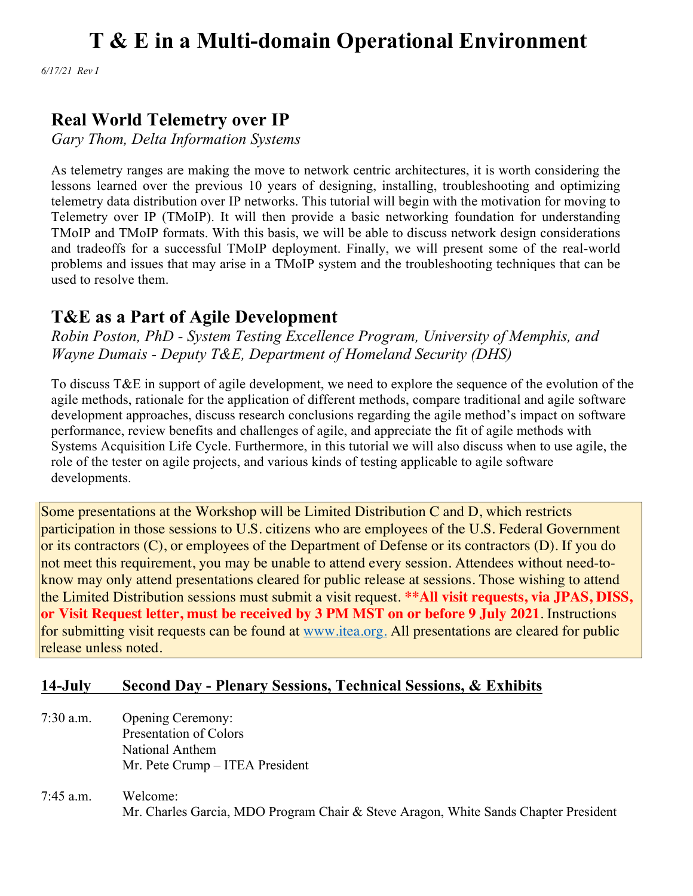# T & E in a Multi-domain Operational Environment

*6/17/21 Rev I*

## Real World Telemetry over IP

*Gary Thom, Delta Information Systems*

As telemetry ranges are making the move to network centric architectures, it is worth considering the lessons learned over the previous 10 years of designing, installing, troubleshooting and optimizing telemetry data distribution over IP networks. This tutorial will begin with the motivation for moving to Telemetry over IP (TMoIP). It will then provide a basic networking foundation for understanding TMoIP and TMoIP formats. With this basis, we will be able to discuss network design considerations and tradeoffs for a successful TMoIP deployment. Finally, we will present some of the real-world problems and issues that may arise in a TMoIP system and the troubleshooting techniques that can be used to resolve them.

## T&E as a Part of Agile Development

*Robin Poston, PhD - System Testing Excellence Program, University of Memphis, and Wayne Dumais - Deputy T&E, Department of Homeland Security (DHS)*

To discuss T&E in support of agile development, we need to explore the sequence of the evolution of the agile methods, rationale for the application of different methods, compare traditional and agile software development approaches, discuss research conclusions regarding the agile method's impact on software performance, review benefits and challenges of agile, and appreciate the fit of agile methods with Systems Acquisition Life Cycle. Furthermore, in this tutorial we will also discuss when to use agile, the role of the tester on agile projects, and various kinds of testing applicable to agile software developments.

Some presentations at the Workshop will be Limited Distribution C and D, which restricts participation in those sessions to U.S. citizens who are employees of the U.S. Federal Government or its contractors (C), or employees of the Department of Defense or its contractors (D). If you do not meet this requirement, you may be unable to attend every session. Attendees without need-to-know may only attend presentations cleared for public release at sessions. Those wishing to attend the Limited Distribution sessions must submit a visit request. **\*\*All visit requests, via JPAS, DISS, or Visit Request letter, must be received by 3 PM MST on or before 9 July 2021**. Instructions for submitting visit requests can be found at [www.itea.org.](http://www.itea.org) All presentations are cleared for public release unless noted.

**14-July Second Day - Plenary Sessions, Technical Sessions, & Exhibits**

7:30 a.m. Opening Ceremony:
Presentation of Colors
National Anthem
Mr. Pete Crump – ITEA President

7:45 a.m. Welcome:
Mr. Charles Garcia, MDO Program Chair & Steve Aragon, White Sands Chapter President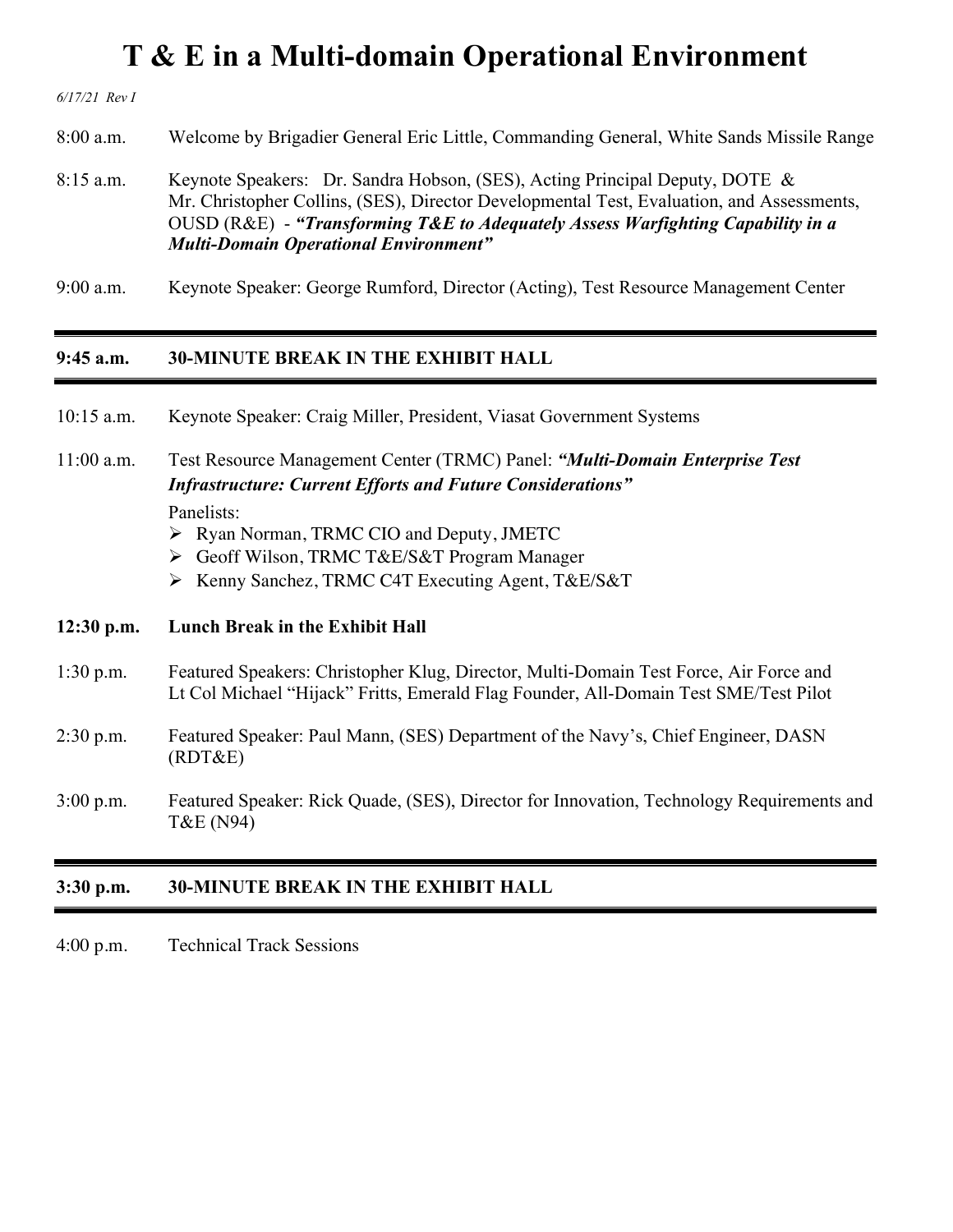# T & E in a Multi-domain Operational Environment

*6/17/21 Rev I*

8:00 a.m. Welcome by Brigadier General Eric Little, Commanding General, White Sands Missile Range

8:15 a.m. Keynote Speakers: Dr. Sandra Hobson, (SES), Acting Principal Deputy, DOTE & Mr. Christopher Collins, (SES), Director Developmental Test, Evaluation, and Assessments, OUSD (R&E) - ***"Transforming T&E to Adequately Assess Warfighting Capability in a Multi-Domain Operational Environment"***

9:00 a.m. Keynote Speaker: George Rumford, Director (Acting), Test Resource Management Center

---

**9:45 a.m. 30-MINUTE BREAK IN THE EXHIBIT HALL**

---

10:15 a.m. Keynote Speaker: Craig Miller, President, Viasat Government Systems

11:00 a.m. Test Resource Management Center (TRMC) Panel: ***"Multi-Domain Enterprise Test Infrastructure: Current Efforts and Future Considerations"***

Panelists:

- Ryan Norman, TRMC CIO and Deputy, JMETC
- Geoff Wilson, TRMC T&E/S&T Program Manager
- Kenny Sanchez, TRMC C4T Executing Agent, T&E/S&T

**12:30 p.m. Lunch Break in the Exhibit Hall**

1:30 p.m. Featured Speakers: Christopher Klug, Director, Multi-Domain Test Force, Air Force and Lt Col Michael "Hijack" Fritts, Emerald Flag Founder, All-Domain Test SME/Test Pilot

2:30 p.m. Featured Speaker: Paul Mann, (SES) Department of the Navy's, Chief Engineer, DASN (RDT&E)

3:00 p.m. Featured Speaker: Rick Quade, (SES), Director for Innovation, Technology Requirements and T&E (N94)

---

**3:30 p.m. 30-MINUTE BREAK IN THE EXHIBIT HALL**

---

4:00 p.m. Technical Track Sessions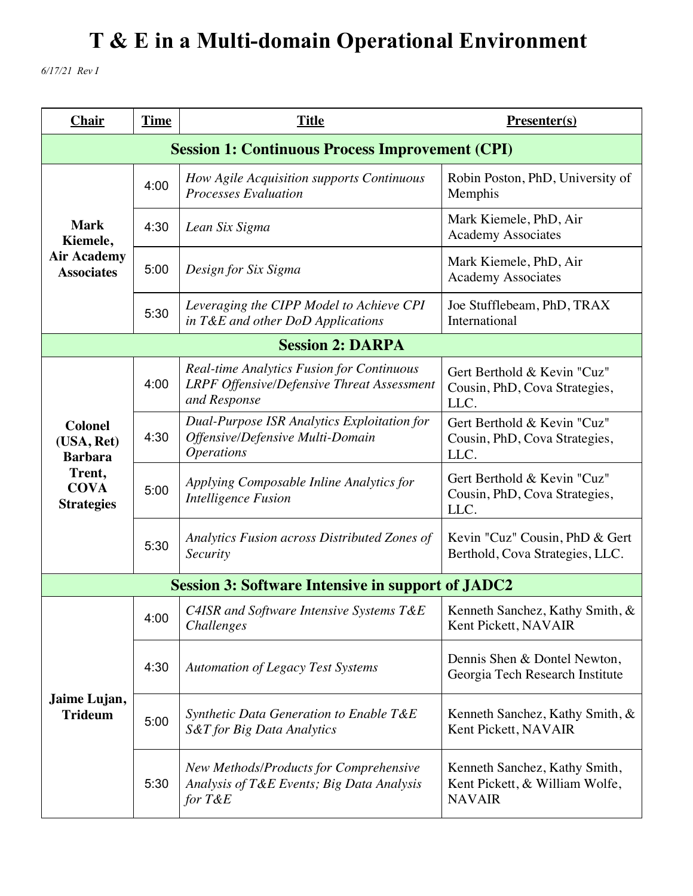# T & E in a Multi-domain Operational Environment

*6/17/21 Rev I*

| Chair | Time | Title | Presenter(s) |
|---|---|---|---|
| **Session 1: Continuous Process Improvement (CPI)** | | | |
| **Mark Kiemele, Air Academy Associates** | 4:00 | *How Agile Acquisition supports Continuous Processes Evaluation* | Robin Poston, PhD, University of Memphis |
| | 4:30 | *Lean Six Sigma* | Mark Kiemele, PhD, Air Academy Associates |
| | 5:00 | *Design for Six Sigma* | Mark Kiemele, PhD, Air Academy Associates |
| | 5:30 | *Leveraging the CIPP Model to Achieve CPI in T&E and other DoD Applications* | Joe Stufflebeam, PhD, TRAX International |
| **Session 2: DARPA** | | | |
| **Colonel (USA, Ret) Barbara Trent, COVA Strategies** | 4:00 | *Real-time Analytics Fusion for Continuous LRPF Offensive/Defensive Threat Assessment and Response* | Gert Berthold & Kevin "Cuz" Cousin, PhD, Cova Strategies, LLC. |
| | 4:30 | *Dual-Purpose ISR Analytics Exploitation for Offensive/Defensive Multi-Domain Operations* | Gert Berthold & Kevin "Cuz" Cousin, PhD, Cova Strategies, LLC. |
| | 5:00 | *Applying Composable Inline Analytics for Intelligence Fusion* | Gert Berthold & Kevin "Cuz" Cousin, PhD, Cova Strategies, LLC. |
| | 5:30 | *Analytics Fusion across Distributed Zones of Security* | Kevin "Cuz" Cousin, PhD & Gert Berthold, Cova Strategies, LLC. |
| **Session 3: Software Intensive in support of JADC2** | | | |
| **Jaime Lujan, Trideum** | 4:00 | *C4ISR and Software Intensive Systems T&E Challenges* | Kenneth Sanchez, Kathy Smith, & Kent Pickett, NAVAIR |
| | 4:30 | *Automation of Legacy Test Systems* | Dennis Shen & Dontel Newton, Georgia Tech Research Institute |
| | 5:00 | *Synthetic Data Generation to Enable T&E S&T for Big Data Analytics* | Kenneth Sanchez, Kathy Smith, & Kent Pickett, NAVAIR |
| | 5:30 | *New Methods/Products for Comprehensive Analysis of T&E Events; Big Data Analysis for T&E* | Kenneth Sanchez, Kathy Smith, Kent Pickett, & William Wolfe, NAVAIR |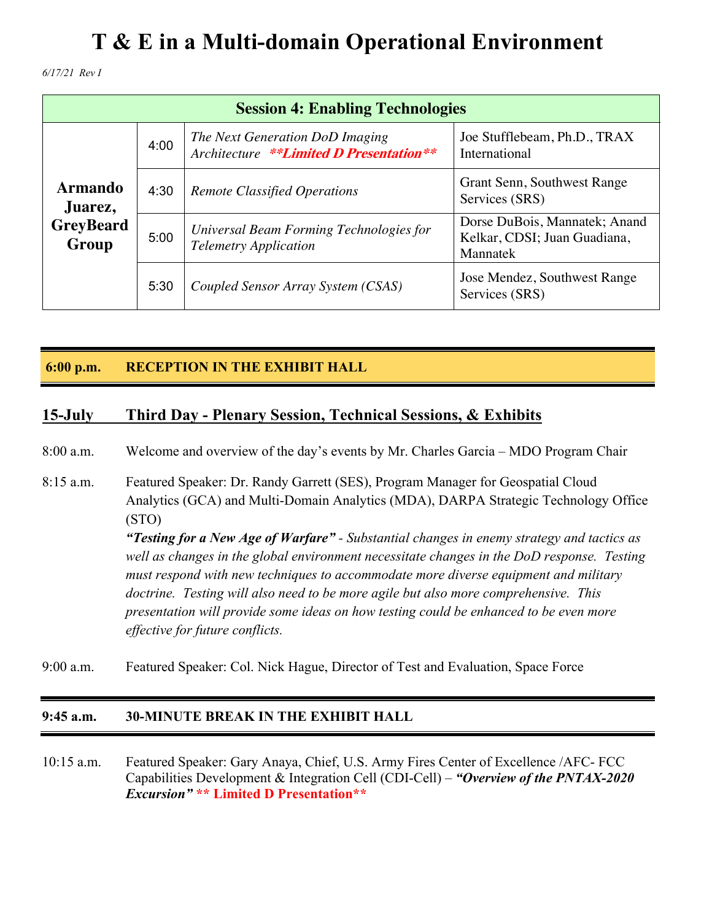# T & E in a Multi-domain Operational Environment

*6/17/21 Rev I*

| Session 4: Enabling Technologies | | | |
|---|---|---|---|
| **Armando Juarez, GreyBeard Group** | 4:00 | *The Next Generation DoD Imaging Architecture* ***\*\*Limited D Presentation\*\**** | Joe Stufflebeam, Ph.D., TRAX International |
| | 4:30 | *Remote Classified Operations* | Grant Senn, Southwest Range Services (SRS) |
| | 5:00 | *Universal Beam Forming Technologies for Telemetry Application* | Dorse DuBois, Mannatek; Anand Kelkar, CDSI; Juan Guadiana, Mannatek |
| | 5:30 | *Coupled Sensor Array System (CSAS)* | Jose Mendez, Southwest Range Services (SRS) |

**6:00 p.m. RECEPTION IN THE EXHIBIT HALL**

## 15-July Third Day - Plenary Session, Technical Sessions, & Exhibits

8:00 a.m. Welcome and overview of the day's events by Mr. Charles Garcia – MDO Program Chair

8:15 a.m. Featured Speaker: Dr. Randy Garrett (SES), Program Manager for Geospatial Cloud Analytics (GCA) and Multi-Domain Analytics (MDA), DARPA Strategic Technology Office (STO)
***"Testing for a New Age of Warfare"*** *- Substantial changes in enemy strategy and tactics as well as changes in the global environment necessitate changes in the DoD response. Testing must respond with new techniques to accommodate more diverse equipment and military doctrine. Testing will also need to be more agile but also more comprehensive. This presentation will provide some ideas on how testing could be enhanced to be even more effective for future conflicts.*

9:00 a.m. Featured Speaker: Col. Nick Hague, Director of Test and Evaluation, Space Force

**9:45 a.m. 30-MINUTE BREAK IN THE EXHIBIT HALL**

10:15 a.m. Featured Speaker: Gary Anaya, Chief, U.S. Army Fires Center of Excellence /AFC- FCC Capabilities Development & Integration Cell (CDI-Cell) – ***"Overview of the PNTAX-2020 Excursion"*** **\*\* Limited D Presentation\*\***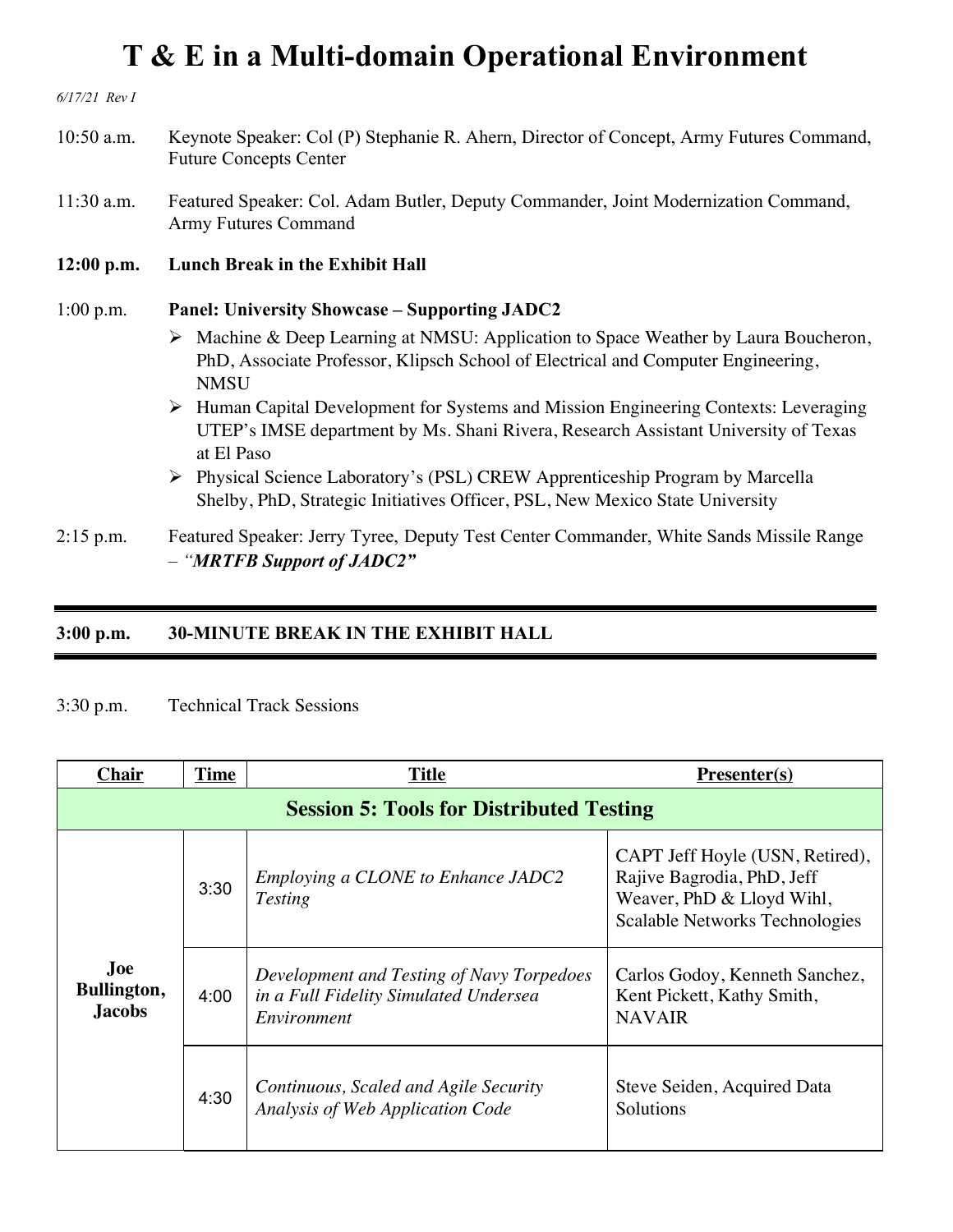# T & E in a Multi-domain Operational Environment

*6/17/21 Rev I*

10:50 a.m. Keynote Speaker: Col (P) Stephanie R. Ahern, Director of Concept, Army Futures Command, Future Concepts Center

11:30 a.m. Featured Speaker: Col. Adam Butler, Deputy Commander, Joint Modernization Command, Army Futures Command

**12:00 p.m. Lunch Break in the Exhibit Hall**

1:00 p.m. **Panel: University Showcase – Supporting JADC2**

- Machine & Deep Learning at NMSU: Application to Space Weather by Laura Boucheron, PhD, Associate Professor, Klipsch School of Electrical and Computer Engineering, NMSU
- Human Capital Development for Systems and Mission Engineering Contexts: Leveraging UTEP's IMSE department by Ms. Shani Rivera, Research Assistant University of Texas at El Paso
- Physical Science Laboratory's (PSL) CREW Apprenticeship Program by Marcella Shelby, PhD, Strategic Initiatives Officer, PSL, New Mexico State University

2:15 p.m. Featured Speaker: Jerry Tyree, Deputy Test Center Commander, White Sands Missile Range – *"**MRTFB Support of JADC2"***

**3:00 p.m. 30-MINUTE BREAK IN THE EXHIBIT HALL**

3:30 p.m. Technical Track Sessions

| Chair | Time | Title | Presenter(s) |
|---|---|---|---|
| **Session 5: Tools for Distributed Testing** | | | |
| **Joe Bullington, Jacobs** | 3:30 | *Employing a CLONE to Enhance JADC2 Testing* | CAPT Jeff Hoyle (USN, Retired), Rajive Bagrodia, PhD, Jeff Weaver, PhD & Lloyd Wihl, Scalable Networks Technologies |
| | 4:00 | *Development and Testing of Navy Torpedoes in a Full Fidelity Simulated Undersea Environment* | Carlos Godoy, Kenneth Sanchez, Kent Pickett, Kathy Smith, NAVAIR |
| | 4:30 | *Continuous, Scaled and Agile Security Analysis of Web Application Code* | Steve Seiden, Acquired Data Solutions |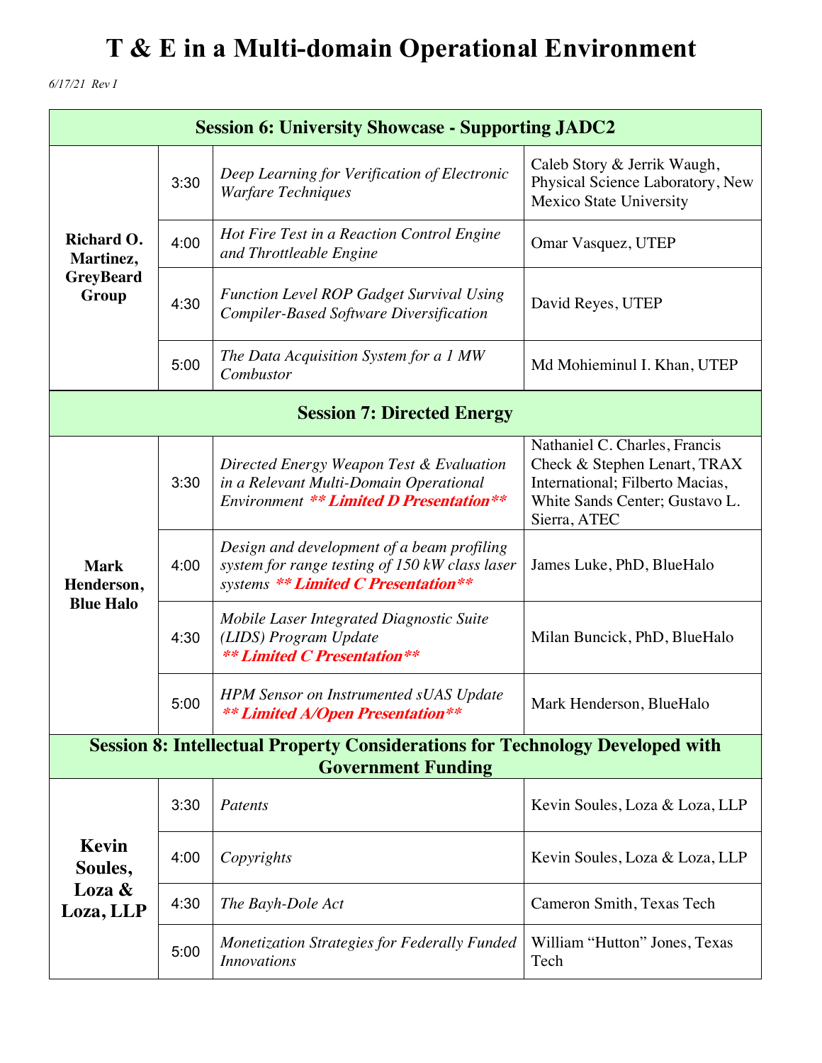# T & E in a Multi-domain Operational Environment

*6/17/21 Rev I*

| Session 6: University Showcase - Supporting JADC2 | | | |
|---|---|---|---|
| **Richard O. Martinez, GreyBeard Group** | 3:30 | *Deep Learning for Verification of Electronic Warfare Techniques* | Caleb Story & Jerrik Waugh, Physical Science Laboratory, New Mexico State University |
| | 4:00 | *Hot Fire Test in a Reaction Control Engine and Throttleable Engine* | Omar Vasquez, UTEP |
| | 4:30 | *Function Level ROP Gadget Survival Using Compiler-Based Software Diversification* | David Reyes, UTEP |
| | 5:00 | *The Data Acquisition System for a 1 MW Combustor* | Md Mohieminul I. Khan, UTEP |
| **Session 7: Directed Energy** | | | |
| **Mark Henderson, Blue Halo** | 3:30 | *Directed Energy Weapon Test & Evaluation in a Relevant Multi-Domain Operational Environment* ***\*\* Limited D Presentation\*\**** | Nathaniel C. Charles, Francis Check & Stephen Lenart, TRAX International; Filberto Macias, White Sands Center; Gustavo L. Sierra, ATEC |
| | 4:00 | *Design and development of a beam profiling system for range testing of 150 kW class laser systems* ***\*\* Limited C Presentation\*\**** | James Luke, PhD, BlueHalo |
| | 4:30 | *Mobile Laser Integrated Diagnostic Suite (LIDS) Program Update* ***\*\* Limited C Presentation\*\**** | Milan Buncick, PhD, BlueHalo |
| | 5:00 | *HPM Sensor on Instrumented sUAS Update* ***\*\* Limited A/Open Presentation\*\**** | Mark Henderson, BlueHalo |
| **Session 8: Intellectual Property Considerations for Technology Developed with Government Funding** | | | |
| **Kevin Soules, Loza & Loza, LLP** | 3:30 | *Patents* | Kevin Soules, Loza & Loza, LLP |
| | 4:00 | *Copyrights* | Kevin Soules, Loza & Loza, LLP |
| | 4:30 | *The Bayh-Dole Act* | Cameron Smith, Texas Tech |
| | 5:00 | *Monetization Strategies for Federally Funded Innovations* | William "Hutton" Jones, Texas Tech |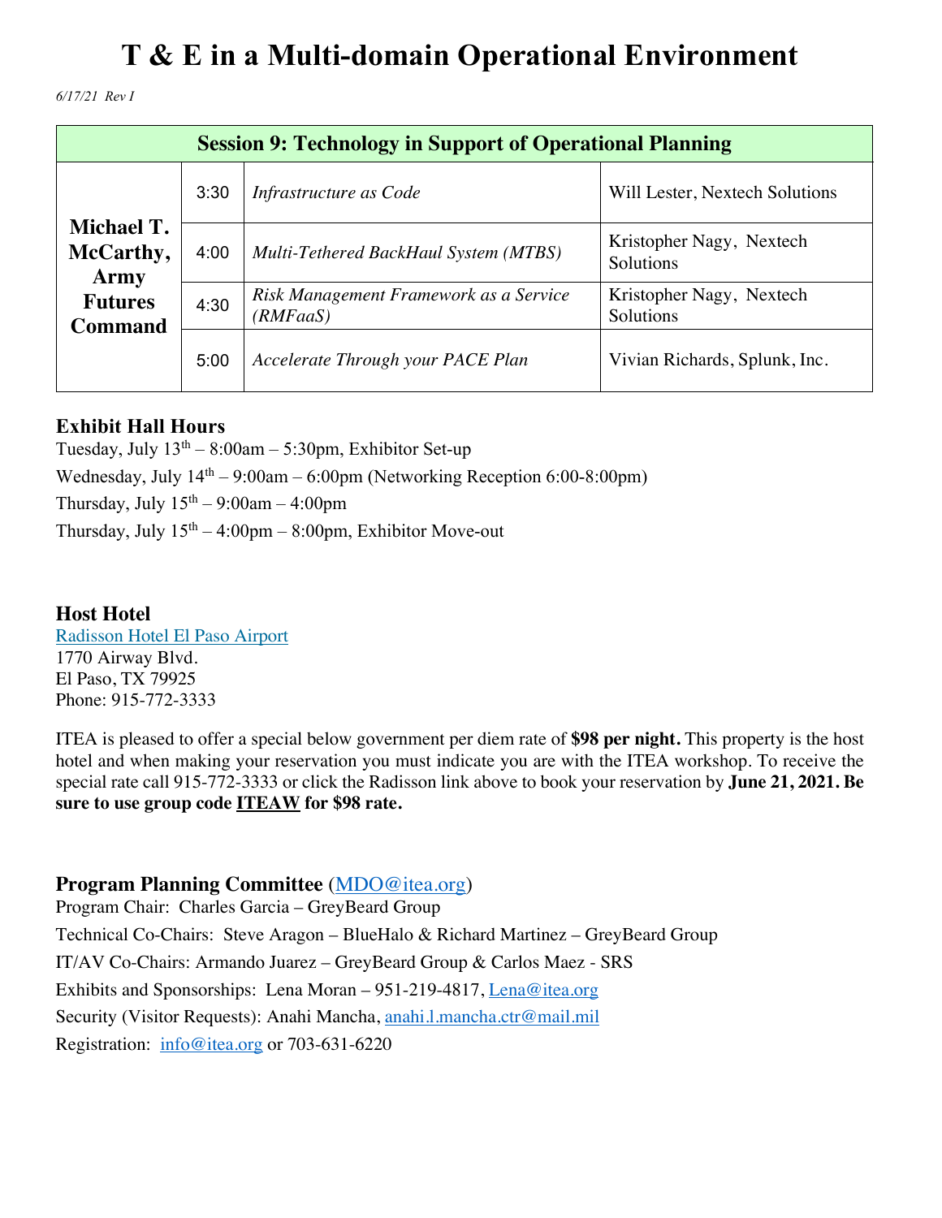# T & E in a Multi-domain Operational Environment

*6/17/21 Rev I*

| Session 9: Technology in Support of Operational Planning | | | |
|---|---|---|---|
| **Michael T. McCarthy, Army Futures Command** | 3:30 | *Infrastructure as Code* | Will Lester, Nextech Solutions |
| | 4:00 | *Multi-Tethered BackHaul System (MTBS)* | Kristopher Nagy, Nextech Solutions |
| | 4:30 | *Risk Management Framework as a Service (RMFaaS)* | Kristopher Nagy, Nextech Solutions |
| | 5:00 | *Accelerate Through your PACE Plan* | Vivian Richards, Splunk, Inc. |

### Exhibit Hall Hours

Tuesday, July 13th – 8:00am – 5:30pm, Exhibitor Set-up

Wednesday, July 14th – 9:00am – 6:00pm (Networking Reception 6:00-8:00pm)

Thursday, July 15th – 9:00am – 4:00pm

Thursday, July 15th – 4:00pm – 8:00pm, Exhibitor Move-out

### Host Hotel

Radisson Hotel El Paso Airport
1770 Airway Blvd.
El Paso, TX 79925
Phone: 915-772-3333

ITEA is pleased to offer a special below government per diem rate of **$98 per night.** This property is the host hotel and when making your reservation you must indicate you are with the ITEA workshop. To receive the special rate call 915-772-3333 or click the Radisson link above to book your reservation by **June 21, 2021. Be sure to use group code ITEAW for $98 rate.**

### Program Planning Committee (MDO@itea.org)

Program Chair: Charles Garcia – GreyBeard Group

Technical Co-Chairs: Steve Aragon – BlueHalo & Richard Martinez – GreyBeard Group

IT/AV Co-Chairs: Armando Juarez – GreyBeard Group & Carlos Maez - SRS

Exhibits and Sponsorships: Lena Moran – 951-219-4817, Lena@itea.org

Security (Visitor Requests): Anahi Mancha, anahi.l.mancha.ctr@mail.mil

Registration: info@itea.org or 703-631-6220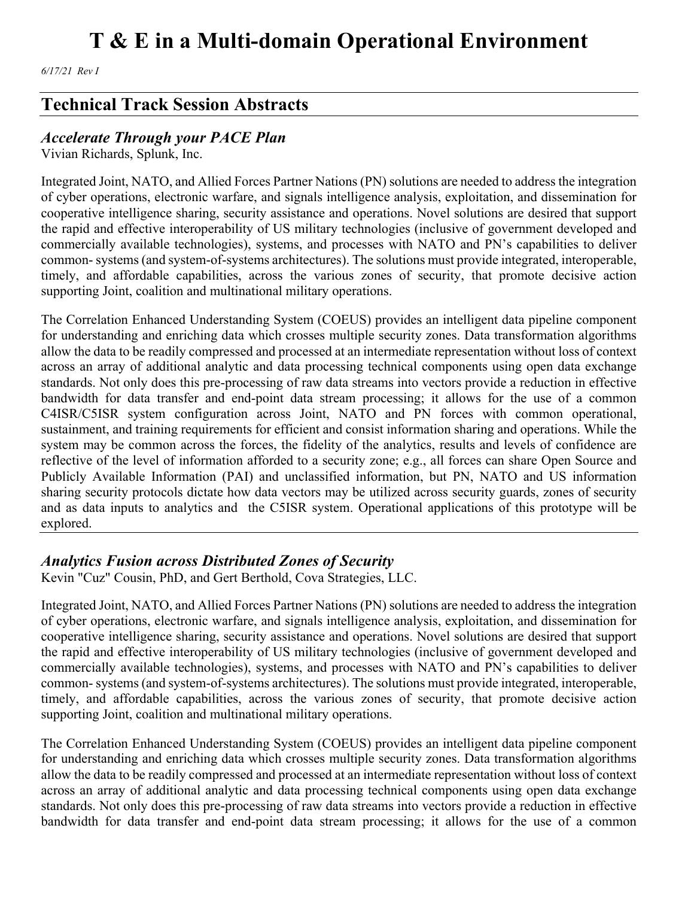# T & E in a Multi-domain Operational Environment

*6/17/21 Rev I*

## Technical Track Session Abstracts

### *Accelerate Through your PACE Plan*

Vivian Richards, Splunk, Inc.

Integrated Joint, NATO, and Allied Forces Partner Nations (PN) solutions are needed to address the integration of cyber operations, electronic warfare, and signals intelligence analysis, exploitation, and dissemination for cooperative intelligence sharing, security assistance and operations. Novel solutions are desired that support the rapid and effective interoperability of US military technologies (inclusive of government developed and commercially available technologies), systems, and processes with NATO and PN's capabilities to deliver common- systems (and system-of-systems architectures). The solutions must provide integrated, interoperable, timely, and affordable capabilities, across the various zones of security, that promote decisive action supporting Joint, coalition and multinational military operations.

The Correlation Enhanced Understanding System (COEUS) provides an intelligent data pipeline component for understanding and enriching data which crosses multiple security zones. Data transformation algorithms allow the data to be readily compressed and processed at an intermediate representation without loss of context across an array of additional analytic and data processing technical components using open data exchange standards. Not only does this pre-processing of raw data streams into vectors provide a reduction in effective bandwidth for data transfer and end-point data stream processing; it allows for the use of a common C4ISR/C5ISR system configuration across Joint, NATO and PN forces with common operational, sustainment, and training requirements for efficient and consist information sharing and operations. While the system may be common across the forces, the fidelity of the analytics, results and levels of confidence are reflective of the level of information afforded to a security zone; e.g., all forces can share Open Source and Publicly Available Information (PAI) and unclassified information, but PN, NATO and US information sharing security protocols dictate how data vectors may be utilized across security guards, zones of security and as data inputs to analytics and the C5ISR system. Operational applications of this prototype will be explored.

### *Analytics Fusion across Distributed Zones of Security*

Kevin "Cuz" Cousin, PhD, and Gert Berthold, Cova Strategies, LLC.

Integrated Joint, NATO, and Allied Forces Partner Nations (PN) solutions are needed to address the integration of cyber operations, electronic warfare, and signals intelligence analysis, exploitation, and dissemination for cooperative intelligence sharing, security assistance and operations. Novel solutions are desired that support the rapid and effective interoperability of US military technologies (inclusive of government developed and commercially available technologies), systems, and processes with NATO and PN's capabilities to deliver common- systems (and system-of-systems architectures). The solutions must provide integrated, interoperable, timely, and affordable capabilities, across the various zones of security, that promote decisive action supporting Joint, coalition and multinational military operations.

The Correlation Enhanced Understanding System (COEUS) provides an intelligent data pipeline component for understanding and enriching data which crosses multiple security zones. Data transformation algorithms allow the data to be readily compressed and processed at an intermediate representation without loss of context across an array of additional analytic and data processing technical components using open data exchange standards. Not only does this pre-processing of raw data streams into vectors provide a reduction in effective bandwidth for data transfer and end-point data stream processing; it allows for the use of a common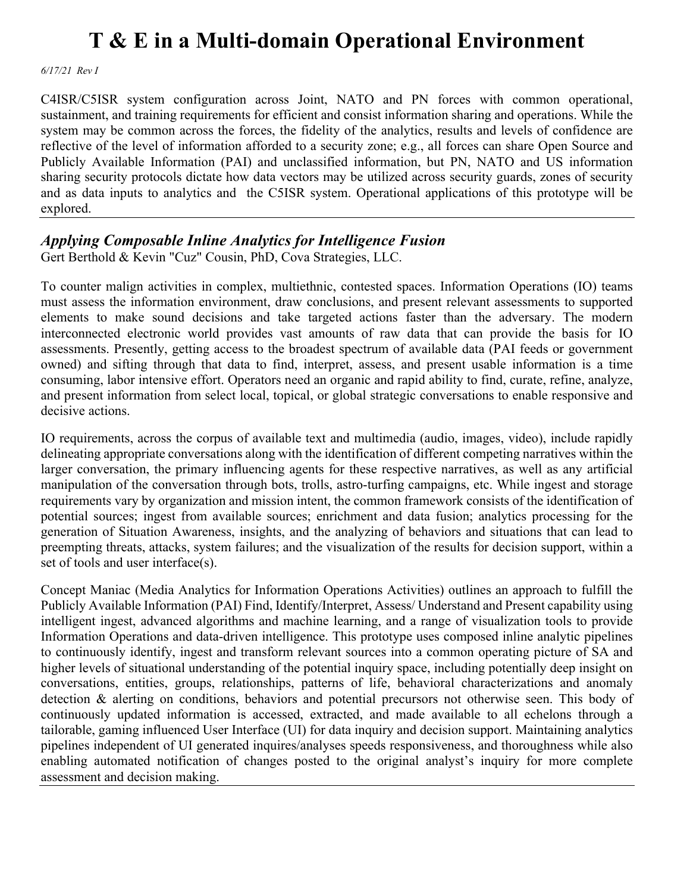C4ISR/C5ISR system configuration across Joint, NATO and PN forces with common operational, sustainment, and training requirements for efficient and consist information sharing and operations. While the system may be common across the forces, the fidelity of the analytics, results and levels of confidence are reflective of the level of information afforded to a security zone; e.g., all forces can share Open Source and Publicly Available Information (PAI) and unclassified information, but PN, NATO and US information sharing security protocols dictate how data vectors may be utilized across security guards, zones of security and as data inputs to analytics and the C5ISR system. Operational applications of this prototype will be explored.

---

## *Applying Composable Inline Analytics for Intelligence Fusion*

Gert Berthold & Kevin "Cuz" Cousin, PhD, Cova Strategies, LLC.

To counter malign activities in complex, multiethnic, contested spaces. Information Operations (IO) teams must assess the information environment, draw conclusions, and present relevant assessments to supported elements to make sound decisions and take targeted actions faster than the adversary. The modern interconnected electronic world provides vast amounts of raw data that can provide the basis for IO assessments. Presently, getting access to the broadest spectrum of available data (PAI feeds or government owned) and sifting through that data to find, interpret, assess, and present usable information is a time consuming, labor intensive effort. Operators need an organic and rapid ability to find, curate, refine, analyze, and present information from select local, topical, or global strategic conversations to enable responsive and decisive actions.

IO requirements, across the corpus of available text and multimedia (audio, images, video), include rapidly delineating appropriate conversations along with the identification of different competing narratives within the larger conversation, the primary influencing agents for these respective narratives, as well as any artificial manipulation of the conversation through bots, trolls, astro-turfing campaigns, etc. While ingest and storage requirements vary by organization and mission intent, the common framework consists of the identification of potential sources; ingest from available sources; enrichment and data fusion; analytics processing for the generation of Situation Awareness, insights, and the analyzing of behaviors and situations that can lead to preempting threats, attacks, system failures; and the visualization of the results for decision support, within a set of tools and user interface(s).

Concept Maniac (Media Analytics for Information Operations Activities) outlines an approach to fulfill the Publicly Available Information (PAI) Find, Identify/Interpret, Assess/ Understand and Present capability using intelligent ingest, advanced algorithms and machine learning, and a range of visualization tools to provide Information Operations and data-driven intelligence. This prototype uses composed inline analytic pipelines to continuously identify, ingest and transform relevant sources into a common operating picture of SA and higher levels of situational understanding of the potential inquiry space, including potentially deep insight on conversations, entities, groups, relationships, patterns of life, behavioral characterizations and anomaly detection & alerting on conditions, behaviors and potential precursors not otherwise seen. This body of continuously updated information is accessed, extracted, and made available to all echelons through a tailorable, gaming influenced User Interface (UI) for data inquiry and decision support. Maintaining analytics pipelines independent of UI generated inquires/analyses speeds responsiveness, and thoroughness while also enabling automated notification of changes posted to the original analyst's inquiry for more complete assessment and decision making.

---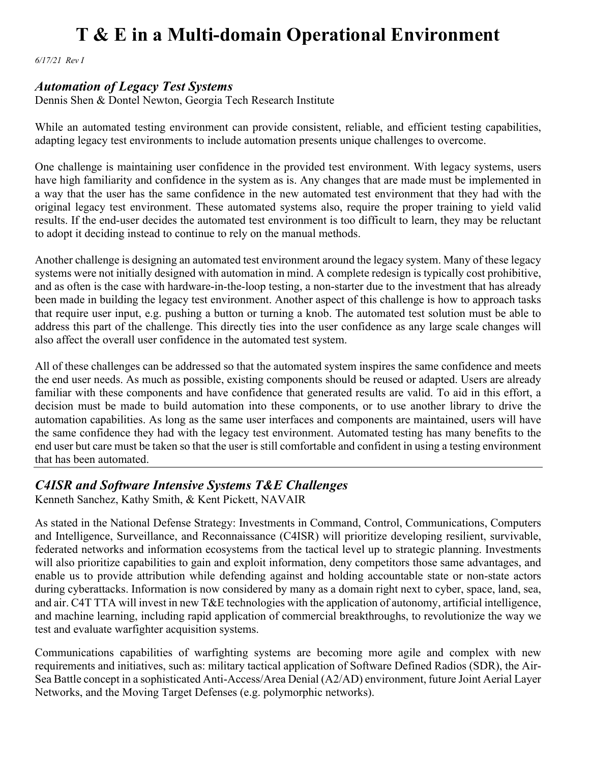# T & E in a Multi-domain Operational Environment

*6/17/21 Rev I*

## *Automation of Legacy Test Systems*

Dennis Shen & Dontel Newton, Georgia Tech Research Institute

While an automated testing environment can provide consistent, reliable, and efficient testing capabilities, adapting legacy test environments to include automation presents unique challenges to overcome.

One challenge is maintaining user confidence in the provided test environment. With legacy systems, users have high familiarity and confidence in the system as is. Any changes that are made must be implemented in a way that the user has the same confidence in the new automated test environment that they had with the original legacy test environment. These automated systems also, require the proper training to yield valid results. If the end-user decides the automated test environment is too difficult to learn, they may be reluctant to adopt it deciding instead to continue to rely on the manual methods.

Another challenge is designing an automated test environment around the legacy system. Many of these legacy systems were not initially designed with automation in mind. A complete redesign is typically cost prohibitive, and as often is the case with hardware-in-the-loop testing, a non-starter due to the investment that has already been made in building the legacy test environment. Another aspect of this challenge is how to approach tasks that require user input, e.g. pushing a button or turning a knob. The automated test solution must be able to address this part of the challenge. This directly ties into the user confidence as any large scale changes will also affect the overall user confidence in the automated test system.

All of these challenges can be addressed so that the automated system inspires the same confidence and meets the end user needs. As much as possible, existing components should be reused or adapted. Users are already familiar with these components and have confidence that generated results are valid. To aid in this effort, a decision must be made to build automation into these components, or to use another library to drive the automation capabilities. As long as the same user interfaces and components are maintained, users will have the same confidence they had with the legacy test environment. Automated testing has many benefits to the end user but care must be taken so that the user is still comfortable and confident in using a testing environment that has been automated.

---

## *C4ISR and Software Intensive Systems T&E Challenges*

Kenneth Sanchez, Kathy Smith, & Kent Pickett, NAVAIR

As stated in the National Defense Strategy: Investments in Command, Control, Communications, Computers and Intelligence, Surveillance, and Reconnaissance (C4ISR) will prioritize developing resilient, survivable, federated networks and information ecosystems from the tactical level up to strategic planning. Investments will also prioritize capabilities to gain and exploit information, deny competitors those same advantages, and enable us to provide attribution while defending against and holding accountable state or non-state actors during cyberattacks. Information is now considered by many as a domain right next to cyber, space, land, sea, and air. C4T TTA will invest in new T&E technologies with the application of autonomy, artificial intelligence, and machine learning, including rapid application of commercial breakthroughs, to revolutionize the way we test and evaluate warfighter acquisition systems.

Communications capabilities of warfighting systems are becoming more agile and complex with new requirements and initiatives, such as: military tactical application of Software Defined Radios (SDR), the Air-Sea Battle concept in a sophisticated Anti-Access/Area Denial (A2/AD) environment, future Joint Aerial Layer Networks, and the Moving Target Defenses (e.g. polymorphic networks).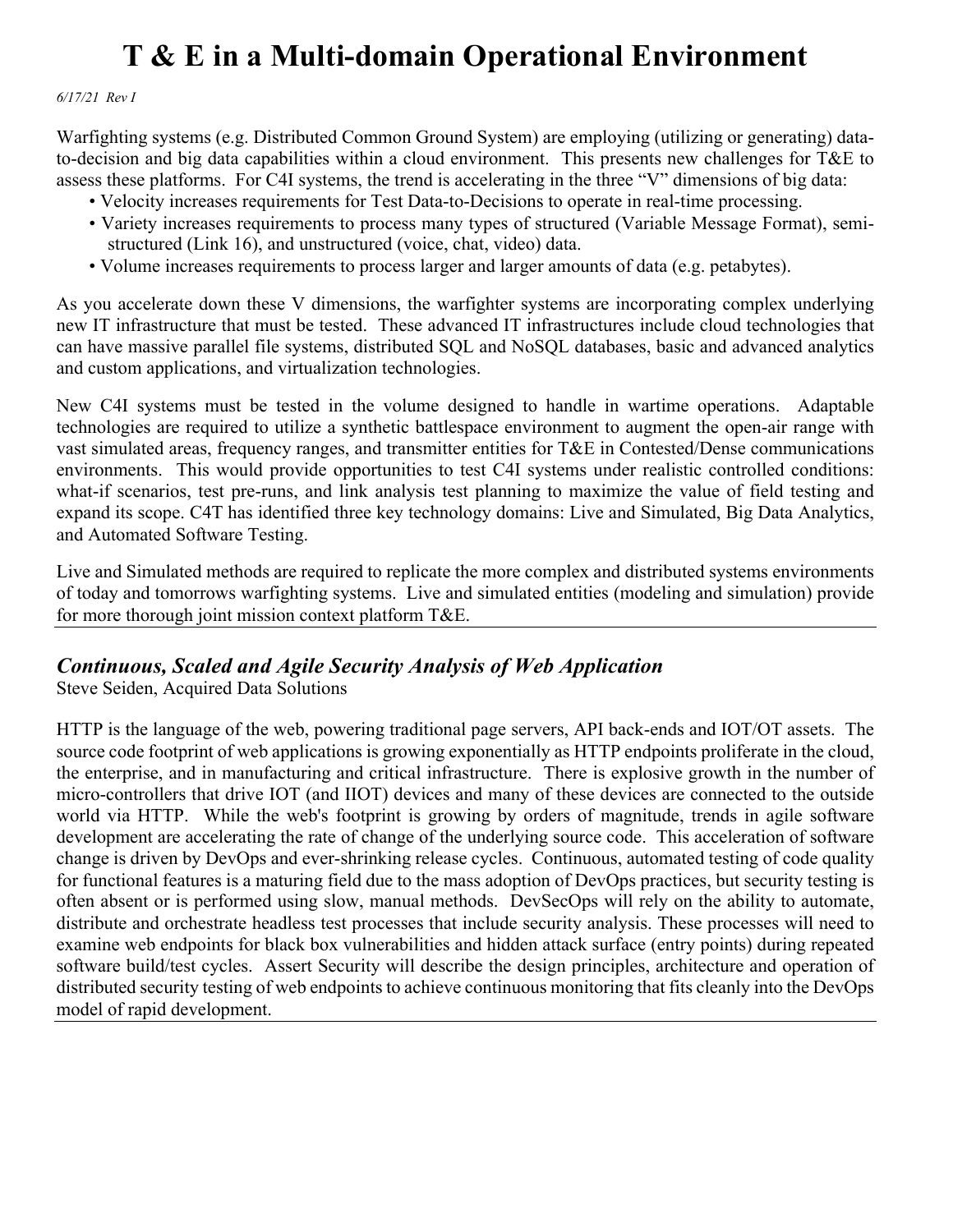# T & E in a Multi-domain Operational Environment

*6/17/21 Rev I*

Warfighting systems (e.g. Distributed Common Ground System) are employing (utilizing or generating) data-to-decision and big data capabilities within a cloud environment. This presents new challenges for T&E to assess these platforms. For C4I systems, the trend is accelerating in the three "V" dimensions of big data:

- Velocity increases requirements for Test Data-to-Decisions to operate in real-time processing.
- Variety increases requirements to process many types of structured (Variable Message Format), semi-structured (Link 16), and unstructured (voice, chat, video) data.
- Volume increases requirements to process larger and larger amounts of data (e.g. petabytes).

As you accelerate down these V dimensions, the warfighter systems are incorporating complex underlying new IT infrastructure that must be tested. These advanced IT infrastructures include cloud technologies that can have massive parallel file systems, distributed SQL and NoSQL databases, basic and advanced analytics and custom applications, and virtualization technologies.

New C4I systems must be tested in the volume designed to handle in wartime operations. Adaptable technologies are required to utilize a synthetic battlespace environment to augment the open-air range with vast simulated areas, frequency ranges, and transmitter entities for T&E in Contested/Dense communications environments. This would provide opportunities to test C4I systems under realistic controlled conditions: what-if scenarios, test pre-runs, and link analysis test planning to maximize the value of field testing and expand its scope. C4T has identified three key technology domains: Live and Simulated, Big Data Analytics, and Automated Software Testing.

Live and Simulated methods are required to replicate the more complex and distributed systems environments of today and tomorrows warfighting systems. Live and simulated entities (modeling and simulation) provide for more thorough joint mission context platform T&E.

---

## *Continuous, Scaled and Agile Security Analysis of Web Application*

Steve Seiden, Acquired Data Solutions

HTTP is the language of the web, powering traditional page servers, API back-ends and IOT/OT assets. The source code footprint of web applications is growing exponentially as HTTP endpoints proliferate in the cloud, the enterprise, and in manufacturing and critical infrastructure. There is explosive growth in the number of micro-controllers that drive IOT (and IIOT) devices and many of these devices are connected to the outside world via HTTP. While the web's footprint is growing by orders of magnitude, trends in agile software development are accelerating the rate of change of the underlying source code. This acceleration of software change is driven by DevOps and ever-shrinking release cycles. Continuous, automated testing of code quality for functional features is a maturing field due to the mass adoption of DevOps practices, but security testing is often absent or is performed using slow, manual methods. DevSecOps will rely on the ability to automate, distribute and orchestrate headless test processes that include security analysis. These processes will need to examine web endpoints for black box vulnerabilities and hidden attack surface (entry points) during repeated software build/test cycles. Assert Security will describe the design principles, architecture and operation of distributed security testing of web endpoints to achieve continuous monitoring that fits cleanly into the DevOps model of rapid development.

---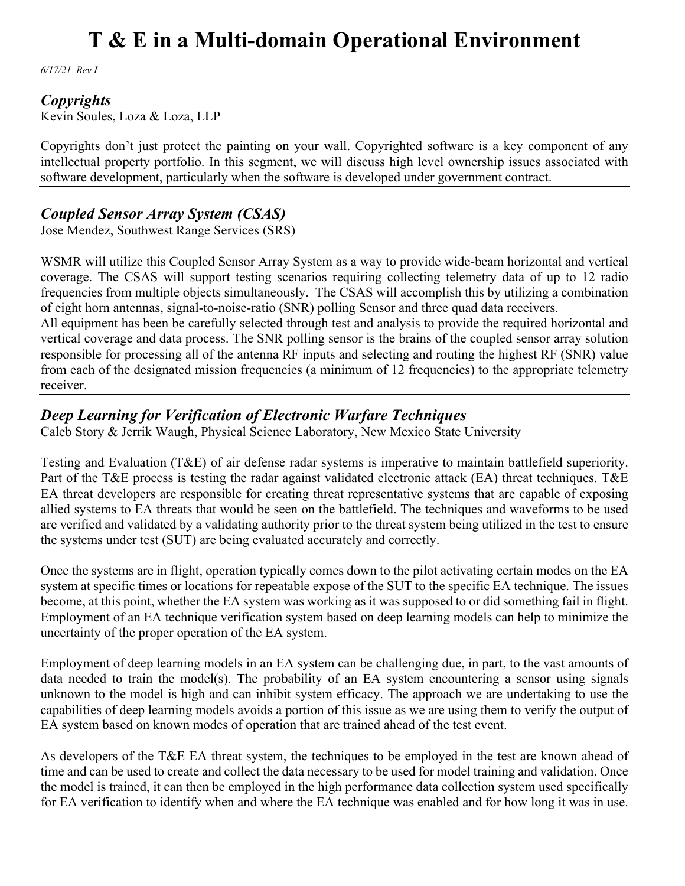# T & E in a Multi-domain Operational Environment

*6/17/21 Rev I*

## *Copyrights*

Kevin Soules, Loza & Loza, LLP

Copyrights don't just protect the painting on your wall. Copyrighted software is a key component of any intellectual property portfolio. In this segment, we will discuss high level ownership issues associated with software development, particularly when the software is developed under government contract.

---

## *Coupled Sensor Array System (CSAS)*

Jose Mendez, Southwest Range Services (SRS)

WSMR will utilize this Coupled Sensor Array System as a way to provide wide-beam horizontal and vertical coverage. The CSAS will support testing scenarios requiring collecting telemetry data of up to 12 radio frequencies from multiple objects simultaneously. The CSAS will accomplish this by utilizing a combination of eight horn antennas, signal-to-noise-ratio (SNR) polling Sensor and three quad data receivers.
All equipment has been be carefully selected through test and analysis to provide the required horizontal and vertical coverage and data process. The SNR polling sensor is the brains of the coupled sensor array solution responsible for processing all of the antenna RF inputs and selecting and routing the highest RF (SNR) value from each of the designated mission frequencies (a minimum of 12 frequencies) to the appropriate telemetry receiver.

---

## *Deep Learning for Verification of Electronic Warfare Techniques*

Caleb Story & Jerrik Waugh, Physical Science Laboratory, New Mexico State University

Testing and Evaluation (T&E) of air defense radar systems is imperative to maintain battlefield superiority. Part of the T&E process is testing the radar against validated electronic attack (EA) threat techniques. T&E EA threat developers are responsible for creating threat representative systems that are capable of exposing allied systems to EA threats that would be seen on the battlefield. The techniques and waveforms to be used are verified and validated by a validating authority prior to the threat system being utilized in the test to ensure the systems under test (SUT) are being evaluated accurately and correctly.

Once the systems are in flight, operation typically comes down to the pilot activating certain modes on the EA system at specific times or locations for repeatable expose of the SUT to the specific EA technique. The issues become, at this point, whether the EA system was working as it was supposed to or did something fail in flight. Employment of an EA technique verification system based on deep learning models can help to minimize the uncertainty of the proper operation of the EA system.

Employment of deep learning models in an EA system can be challenging due, in part, to the vast amounts of data needed to train the model(s). The probability of an EA system encountering a sensor using signals unknown to the model is high and can inhibit system efficacy. The approach we are undertaking to use the capabilities of deep learning models avoids a portion of this issue as we are using them to verify the output of EA system based on known modes of operation that are trained ahead of the test event.

As developers of the T&E EA threat system, the techniques to be employed in the test are known ahead of time and can be used to create and collect the data necessary to be used for model training and validation. Once the model is trained, it can then be employed in the high performance data collection system used specifically for EA verification to identify when and where the EA technique was enabled and for how long it was in use.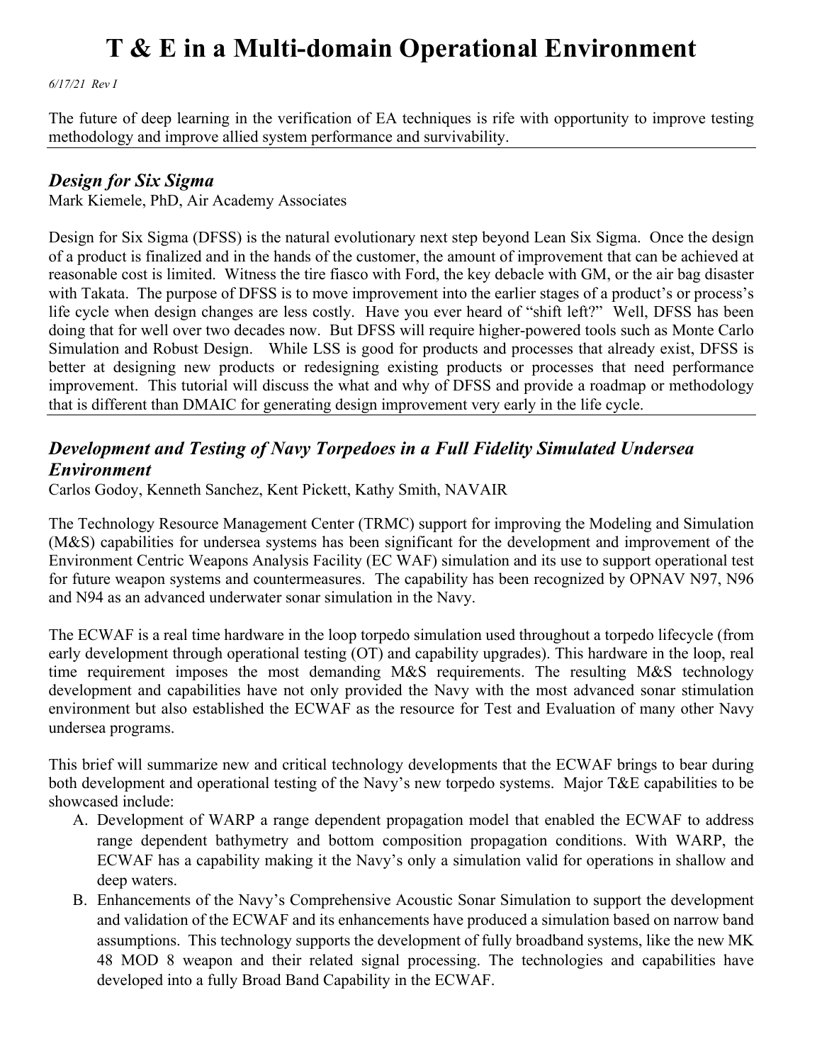The future of deep learning in the verification of EA techniques is rife with opportunity to improve testing methodology and improve allied system performance and survivability.

---

## *Design for Six Sigma*

Mark Kiemele, PhD, Air Academy Associates

Design for Six Sigma (DFSS) is the natural evolutionary next step beyond Lean Six Sigma. Once the design of a product is finalized and in the hands of the customer, the amount of improvement that can be achieved at reasonable cost is limited. Witness the tire fiasco with Ford, the key debacle with GM, or the air bag disaster with Takata. The purpose of DFSS is to move improvement into the earlier stages of a product's or process's life cycle when design changes are less costly. Have you ever heard of "shift left?" Well, DFSS has been doing that for well over two decades now. But DFSS will require higher-powered tools such as Monte Carlo Simulation and Robust Design. While LSS is good for products and processes that already exist, DFSS is better at designing new products or redesigning existing products or processes that need performance improvement. This tutorial will discuss the what and why of DFSS and provide a roadmap or methodology that is different than DMAIC for generating design improvement very early in the life cycle.

---

## *Development and Testing of Navy Torpedoes in a Full Fidelity Simulated Undersea Environment*

Carlos Godoy, Kenneth Sanchez, Kent Pickett, Kathy Smith, NAVAIR

The Technology Resource Management Center (TRMC) support for improving the Modeling and Simulation (M&S) capabilities for undersea systems has been significant for the development and improvement of the Environment Centric Weapons Analysis Facility (EC WAF) simulation and its use to support operational test for future weapon systems and countermeasures. The capability has been recognized by OPNAV N97, N96 and N94 as an advanced underwater sonar simulation in the Navy.

The ECWAF is a real time hardware in the loop torpedo simulation used throughout a torpedo lifecycle (from early development through operational testing (OT) and capability upgrades). This hardware in the loop, real time requirement imposes the most demanding M&S requirements. The resulting M&S technology development and capabilities have not only provided the Navy with the most advanced sonar stimulation environment but also established the ECWAF as the resource for Test and Evaluation of many other Navy undersea programs.

This brief will summarize new and critical technology developments that the ECWAF brings to bear during both development and operational testing of the Navy's new torpedo systems. Major T&E capabilities to be showcased include:

A. Development of WARP a range dependent propagation model that enabled the ECWAF to address range dependent bathymetry and bottom composition propagation conditions. With WARP, the ECWAF has a capability making it the Navy's only a simulation valid for operations in shallow and deep waters.
B. Enhancements of the Navy's Comprehensive Acoustic Sonar Simulation to support the development and validation of the ECWAF and its enhancements have produced a simulation based on narrow band assumptions. This technology supports the development of fully broadband systems, like the new MK 48 MOD 8 weapon and their related signal processing. The technologies and capabilities have developed into a fully Broad Band Capability in the ECWAF.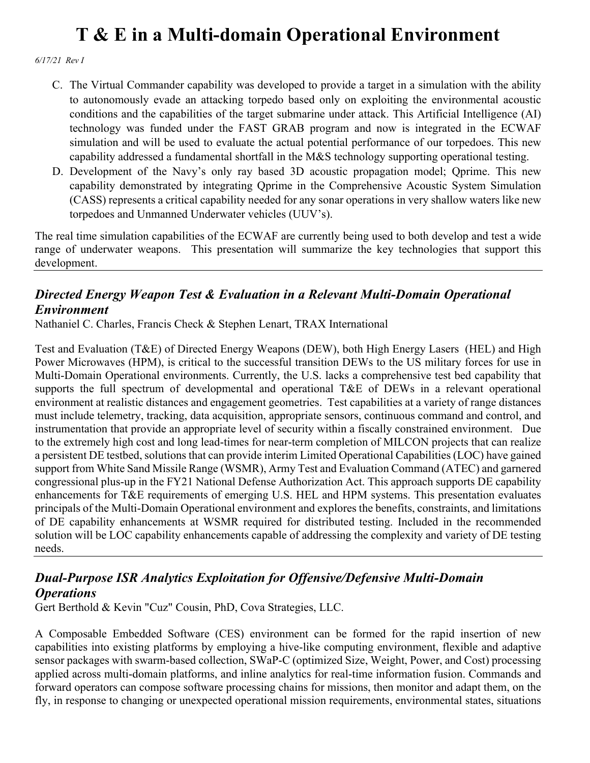C. The Virtual Commander capability was developed to provide a target in a simulation with the ability to autonomously evade an attacking torpedo based only on exploiting the environmental acoustic conditions and the capabilities of the target submarine under attack. This Artificial Intelligence (AI) technology was funded under the FAST GRAB program and now is integrated in the ECWAF simulation and will be used to evaluate the actual potential performance of our torpedoes. This new capability addressed a fundamental shortfall in the M&S technology supporting operational testing.
D. Development of the Navy's only ray based 3D acoustic propagation model; Qprime. This new capability demonstrated by integrating Qprime in the Comprehensive Acoustic System Simulation (CASS) represents a critical capability needed for any sonar operations in very shallow waters like new torpedoes and Unmanned Underwater vehicles (UUV's).

The real time simulation capabilities of the ECWAF are currently being used to both develop and test a wide range of underwater weapons. This presentation will summarize the key technologies that support this development.

---

## *Directed Energy Weapon Test & Evaluation in a Relevant Multi-Domain Operational Environment*

Nathaniel C. Charles, Francis Check & Stephen Lenart, TRAX International

Test and Evaluation (T&E) of Directed Energy Weapons (DEW), both High Energy Lasers (HEL) and High Power Microwaves (HPM), is critical to the successful transition DEWs to the US military forces for use in Multi-Domain Operational environments. Currently, the U.S. lacks a comprehensive test bed capability that supports the full spectrum of developmental and operational T&E of DEWs in a relevant operational environment at realistic distances and engagement geometries. Test capabilities at a variety of range distances must include telemetry, tracking, data acquisition, appropriate sensors, continuous command and control, and instrumentation that provide an appropriate level of security within a fiscally constrained environment. Due to the extremely high cost and long lead-times for near-term completion of MILCON projects that can realize a persistent DE testbed, solutions that can provide interim Limited Operational Capabilities (LOC) have gained support from White Sand Missile Range (WSMR), Army Test and Evaluation Command (ATEC) and garnered congressional plus-up in the FY21 National Defense Authorization Act. This approach supports DE capability enhancements for T&E requirements of emerging U.S. HEL and HPM systems. This presentation evaluates principals of the Multi-Domain Operational environment and explores the benefits, constraints, and limitations of DE capability enhancements at WSMR required for distributed testing. Included in the recommended solution will be LOC capability enhancements capable of addressing the complexity and variety of DE testing needs.

---

## *Dual-Purpose ISR Analytics Exploitation for Offensive/Defensive Multi-Domain Operations*

Gert Berthold & Kevin "Cuz" Cousin, PhD, Cova Strategies, LLC.

A Composable Embedded Software (CES) environment can be formed for the rapid insertion of new capabilities into existing platforms by employing a hive-like computing environment, flexible and adaptive sensor packages with swarm-based collection, SWaP-C (optimized Size, Weight, Power, and Cost) processing applied across multi-domain platforms, and inline analytics for real-time information fusion. Commands and forward operators can compose software processing chains for missions, then monitor and adapt them, on the fly, in response to changing or unexpected operational mission requirements, environmental states, situations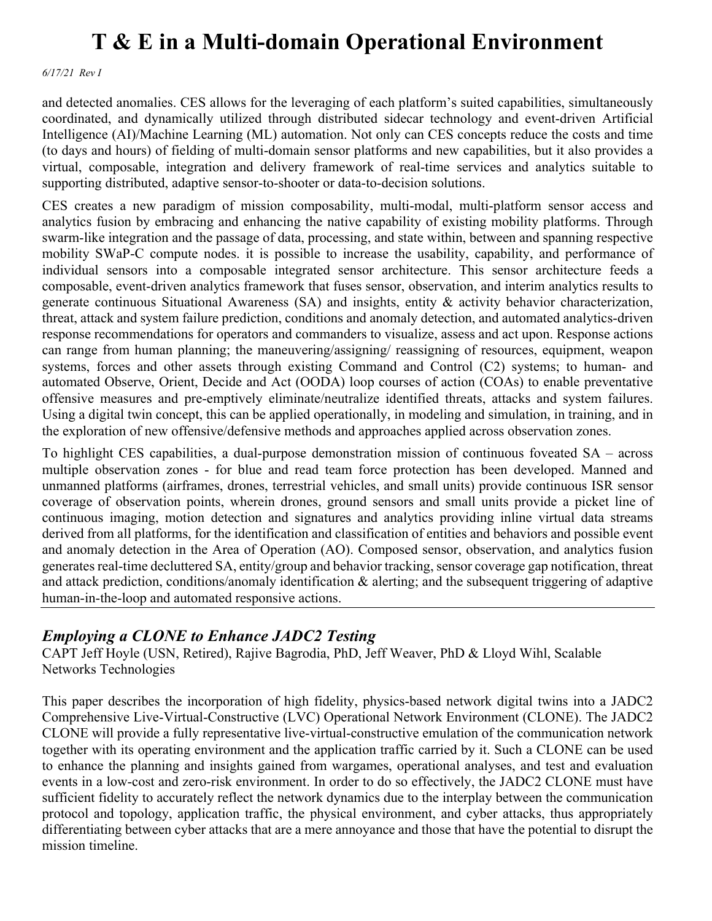and detected anomalies. CES allows for the leveraging of each platform's suited capabilities, simultaneously coordinated, and dynamically utilized through distributed sidecar technology and event-driven Artificial Intelligence (AI)/Machine Learning (ML) automation. Not only can CES concepts reduce the costs and time (to days and hours) of fielding of multi-domain sensor platforms and new capabilities, but it also provides a virtual, composable, integration and delivery framework of real-time services and analytics suitable to supporting distributed, adaptive sensor-to-shooter or data-to-decision solutions.

CES creates a new paradigm of mission composability, multi-modal, multi-platform sensor access and analytics fusion by embracing and enhancing the native capability of existing mobility platforms. Through swarm-like integration and the passage of data, processing, and state within, between and spanning respective mobility SWaP-C compute nodes. it is possible to increase the usability, capability, and performance of individual sensors into a composable integrated sensor architecture. This sensor architecture feeds a composable, event-driven analytics framework that fuses sensor, observation, and interim analytics results to generate continuous Situational Awareness (SA) and insights, entity & activity behavior characterization, threat, attack and system failure prediction, conditions and anomaly detection, and automated analytics-driven response recommendations for operators and commanders to visualize, assess and act upon. Response actions can range from human planning; the maneuvering/assigning/ reassigning of resources, equipment, weapon systems, forces and other assets through existing Command and Control (C2) systems; to human- and automated Observe, Orient, Decide and Act (OODA) loop courses of action (COAs) to enable preventative offensive measures and pre-emptively eliminate/neutralize identified threats, attacks and system failures. Using a digital twin concept, this can be applied operationally, in modeling and simulation, in training, and in the exploration of new offensive/defensive methods and approaches applied across observation zones.

To highlight CES capabilities, a dual-purpose demonstration mission of continuous foveated SA – across multiple observation zones - for blue and read team force protection has been developed. Manned and unmanned platforms (airframes, drones, terrestrial vehicles, and small units) provide continuous ISR sensor coverage of observation points, wherein drones, ground sensors and small units provide a picket line of continuous imaging, motion detection and signatures and analytics providing inline virtual data streams derived from all platforms, for the identification and classification of entities and behaviors and possible event and anomaly detection in the Area of Operation (AO). Composed sensor, observation, and analytics fusion generates real-time decluttered SA, entity/group and behavior tracking, sensor coverage gap notification, threat and attack prediction, conditions/anomaly identification & alerting; and the subsequent triggering of adaptive human-in-the-loop and automated responsive actions.

---

## *Employing a CLONE to Enhance JADC2 Testing*

CAPT Jeff Hoyle (USN, Retired), Rajive Bagrodia, PhD, Jeff Weaver, PhD & Lloyd Wihl, Scalable Networks Technologies

This paper describes the incorporation of high fidelity, physics-based network digital twins into a JADC2 Comprehensive Live-Virtual-Constructive (LVC) Operational Network Environment (CLONE). The JADC2 CLONE will provide a fully representative live-virtual-constructive emulation of the communication network together with its operating environment and the application traffic carried by it. Such a CLONE can be used to enhance the planning and insights gained from wargames, operational analyses, and test and evaluation events in a low-cost and zero-risk environment. In order to do so effectively, the JADC2 CLONE must have sufficient fidelity to accurately reflect the network dynamics due to the interplay between the communication protocol and topology, application traffic, the physical environment, and cyber attacks, thus appropriately differentiating between cyber attacks that are a mere annoyance and those that have the potential to disrupt the mission timeline.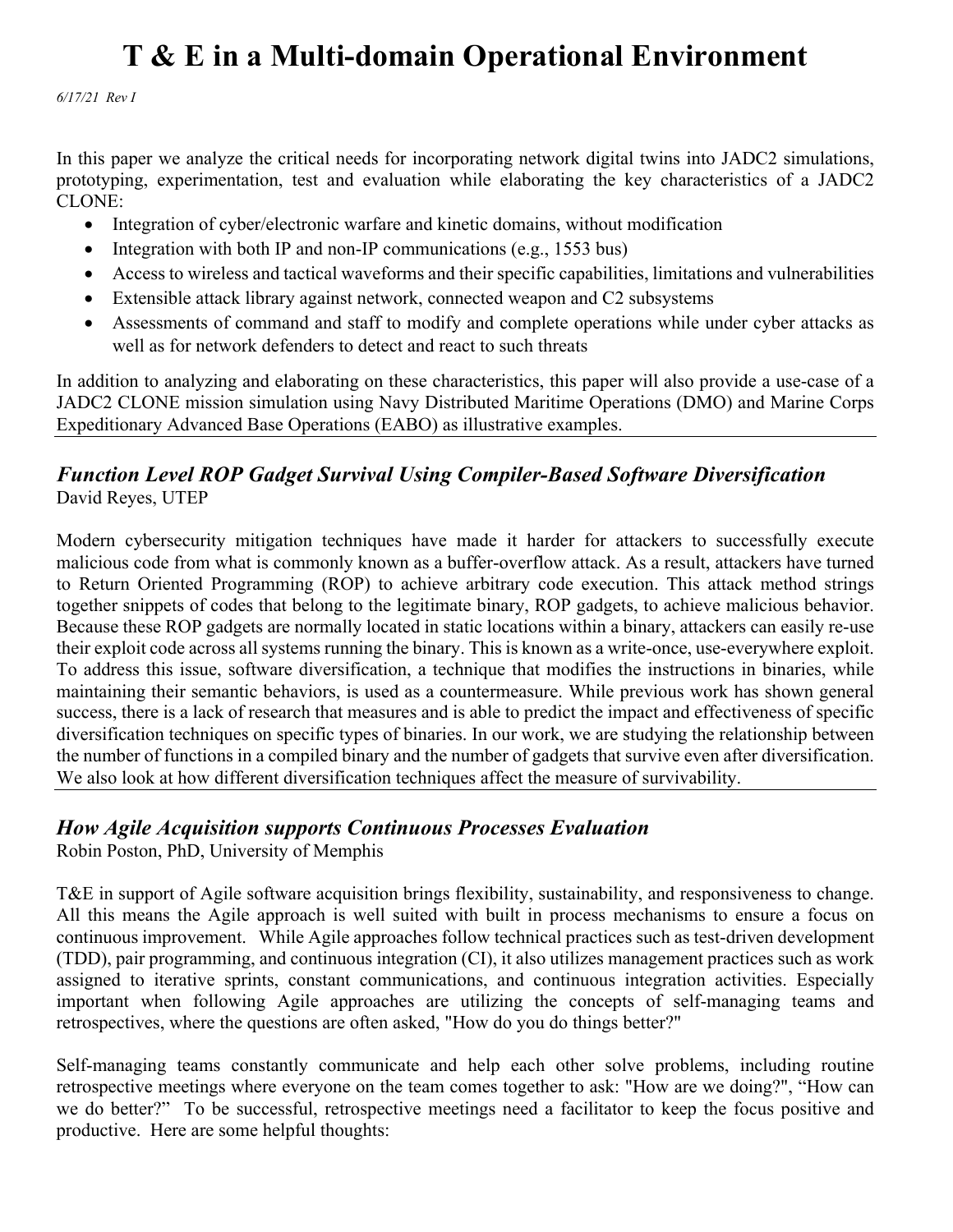# T & E in a Multi-domain Operational Environment

*6/17/21 Rev I*

In this paper we analyze the critical needs for incorporating network digital twins into JADC2 simulations, prototyping, experimentation, test and evaluation while elaborating the key characteristics of a JADC2 CLONE:

- Integration of cyber/electronic warfare and kinetic domains, without modification
- Integration with both IP and non-IP communications (e.g., 1553 bus)
- Access to wireless and tactical waveforms and their specific capabilities, limitations and vulnerabilities
- Extensible attack library against network, connected weapon and C2 subsystems
- Assessments of command and staff to modify and complete operations while under cyber attacks as well as for network defenders to detect and react to such threats

In addition to analyzing and elaborating on these characteristics, this paper will also provide a use-case of a JADC2 CLONE mission simulation using Navy Distributed Maritime Operations (DMO) and Marine Corps Expeditionary Advanced Base Operations (EABO) as illustrative examples.

## *Function Level ROP Gadget Survival Using Compiler-Based Software Diversification*

David Reyes, UTEP

Modern cybersecurity mitigation techniques have made it harder for attackers to successfully execute malicious code from what is commonly known as a buffer-overflow attack. As a result, attackers have turned to Return Oriented Programming (ROP) to achieve arbitrary code execution. This attack method strings together snippets of codes that belong to the legitimate binary, ROP gadgets, to achieve malicious behavior. Because these ROP gadgets are normally located in static locations within a binary, attackers can easily re-use their exploit code across all systems running the binary. This is known as a write-once, use-everywhere exploit. To address this issue, software diversification, a technique that modifies the instructions in binaries, while maintaining their semantic behaviors, is used as a countermeasure. While previous work has shown general success, there is a lack of research that measures and is able to predict the impact and effectiveness of specific diversification techniques on specific types of binaries. In our work, we are studying the relationship between the number of functions in a compiled binary and the number of gadgets that survive even after diversification. We also look at how different diversification techniques affect the measure of survivability.

## *How Agile Acquisition supports Continuous Processes Evaluation*

Robin Poston, PhD, University of Memphis

T&E in support of Agile software acquisition brings flexibility, sustainability, and responsiveness to change. All this means the Agile approach is well suited with built in process mechanisms to ensure a focus on continuous improvement. While Agile approaches follow technical practices such as test-driven development (TDD), pair programming, and continuous integration (CI), it also utilizes management practices such as work assigned to iterative sprints, constant communications, and continuous integration activities. Especially important when following Agile approaches are utilizing the concepts of self-managing teams and retrospectives, where the questions are often asked, "How do you do things better?"

Self-managing teams constantly communicate and help each other solve problems, including routine retrospective meetings where everyone on the team comes together to ask: "How are we doing?", "How can we do better?" To be successful, retrospective meetings need a facilitator to keep the focus positive and productive. Here are some helpful thoughts: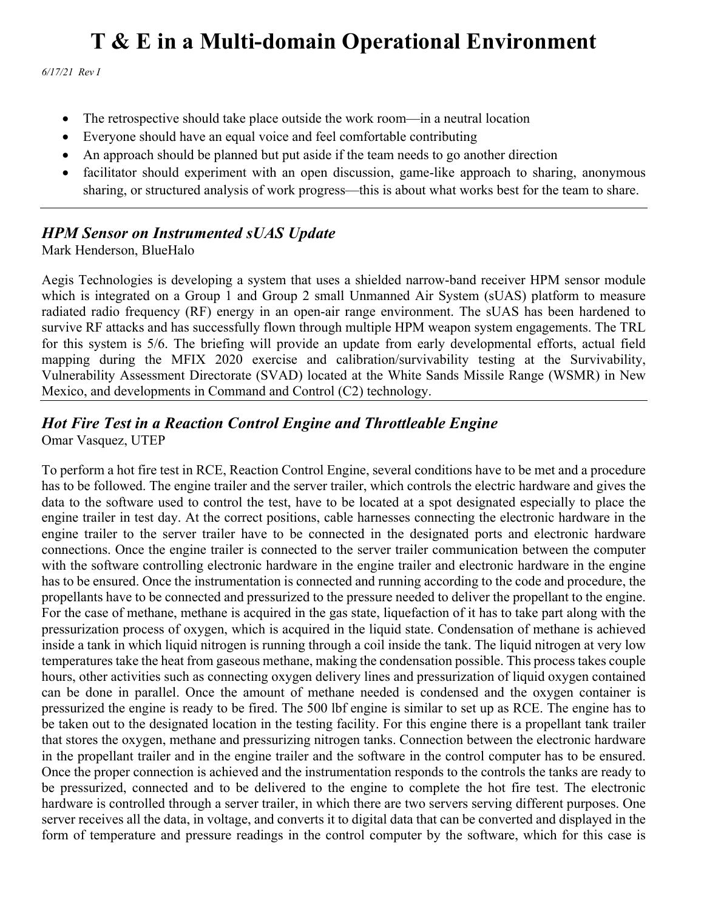- The retrospective should take place outside the work room—in a neutral location
- Everyone should have an equal voice and feel comfortable contributing
- An approach should be planned but put aside if the team needs to go another direction
- facilitator should experiment with an open discussion, game-like approach to sharing, anonymous sharing, or structured analysis of work progress—this is about what works best for the team to share.

---

## *HPM Sensor on Instrumented sUAS Update*

Mark Henderson, BlueHalo

Aegis Technologies is developing a system that uses a shielded narrow-band receiver HPM sensor module which is integrated on a Group 1 and Group 2 small Unmanned Air System (sUAS) platform to measure radiated radio frequency (RF) energy in an open-air range environment. The sUAS has been hardened to survive RF attacks and has successfully flown through multiple HPM weapon system engagements. The TRL for this system is 5/6. The briefing will provide an update from early developmental efforts, actual field mapping during the MFIX 2020 exercise and calibration/survivability testing at the Survivability, Vulnerability Assessment Directorate (SVAD) located at the White Sands Missile Range (WSMR) in New Mexico, and developments in Command and Control (C2) technology.

---

## *Hot Fire Test in a Reaction Control Engine and Throttleable Engine*

Omar Vasquez, UTEP

To perform a hot fire test in RCE, Reaction Control Engine, several conditions have to be met and a procedure has to be followed. The engine trailer and the server trailer, which controls the electric hardware and gives the data to the software used to control the test, have to be located at a spot designated especially to place the engine trailer in test day. At the correct positions, cable harnesses connecting the electronic hardware in the engine trailer to the server trailer have to be connected in the designated ports and electronic hardware connections. Once the engine trailer is connected to the server trailer communication between the computer with the software controlling electronic hardware in the engine trailer and electronic hardware in the engine has to be ensured. Once the instrumentation is connected and running according to the code and procedure, the propellants have to be connected and pressurized to the pressure needed to deliver the propellant to the engine. For the case of methane, methane is acquired in the gas state, liquefaction of it has to take part along with the pressurization process of oxygen, which is acquired in the liquid state. Condensation of methane is achieved inside a tank in which liquid nitrogen is running through a coil inside the tank. The liquid nitrogen at very low temperatures take the heat from gaseous methane, making the condensation possible. This process takes couple hours, other activities such as connecting oxygen delivery lines and pressurization of liquid oxygen contained can be done in parallel. Once the amount of methane needed is condensed and the oxygen container is pressurized the engine is ready to be fired. The 500 lbf engine is similar to set up as RCE. The engine has to be taken out to the designated location in the testing facility. For this engine there is a propellant tank trailer that stores the oxygen, methane and pressurizing nitrogen tanks. Connection between the electronic hardware in the propellant trailer and in the engine trailer and the software in the control computer has to be ensured. Once the proper connection is achieved and the instrumentation responds to the controls the tanks are ready to be pressurized, connected and to be delivered to the engine to complete the hot fire test. The electronic hardware is controlled through a server trailer, in which there are two servers serving different purposes. One server receives all the data, in voltage, and converts it to digital data that can be converted and displayed in the form of temperature and pressure readings in the control computer by the software, which for this case is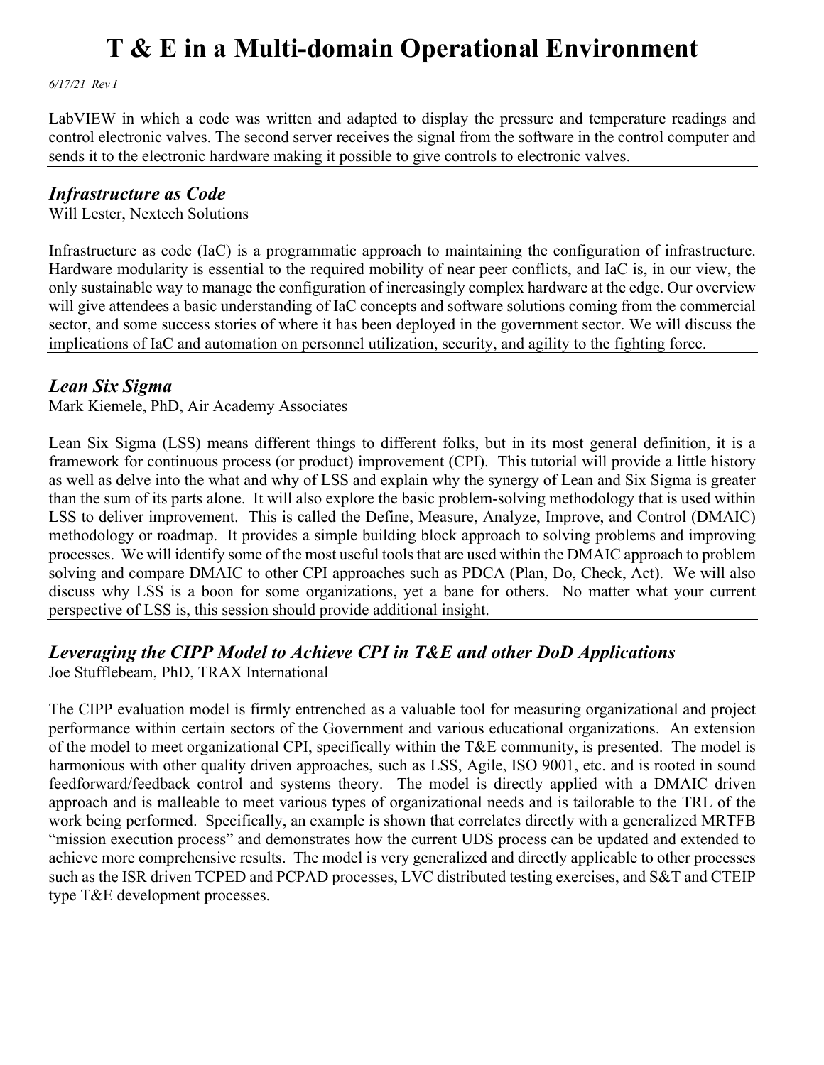LabVIEW in which a code was written and adapted to display the pressure and temperature readings and control electronic valves. The second server receives the signal from the software in the control computer and sends it to the electronic hardware making it possible to give controls to electronic valves.

---

## *Infrastructure as Code*

Will Lester, Nextech Solutions

Infrastructure as code (IaC) is a programmatic approach to maintaining the configuration of infrastructure. Hardware modularity is essential to the required mobility of near peer conflicts, and IaC is, in our view, the only sustainable way to manage the configuration of increasingly complex hardware at the edge. Our overview will give attendees a basic understanding of IaC concepts and software solutions coming from the commercial sector, and some success stories of where it has been deployed in the government sector. We will discuss the implications of IaC and automation on personnel utilization, security, and agility to the fighting force.

---

## *Lean Six Sigma*

Mark Kiemele, PhD, Air Academy Associates

Lean Six Sigma (LSS) means different things to different folks, but in its most general definition, it is a framework for continuous process (or product) improvement (CPI). This tutorial will provide a little history as well as delve into the what and why of LSS and explain why the synergy of Lean and Six Sigma is greater than the sum of its parts alone. It will also explore the basic problem-solving methodology that is used within LSS to deliver improvement. This is called the Define, Measure, Analyze, Improve, and Control (DMAIC) methodology or roadmap. It provides a simple building block approach to solving problems and improving processes. We will identify some of the most useful tools that are used within the DMAIC approach to problem solving and compare DMAIC to other CPI approaches such as PDCA (Plan, Do, Check, Act). We will also discuss why LSS is a boon for some organizations, yet a bane for others. No matter what your current perspective of LSS is, this session should provide additional insight.

---

## *Leveraging the CIPP Model to Achieve CPI in T&E and other DoD Applications*

Joe Stufflebeam, PhD, TRAX International

The CIPP evaluation model is firmly entrenched as a valuable tool for measuring organizational and project performance within certain sectors of the Government and various educational organizations. An extension of the model to meet organizational CPI, specifically within the T&E community, is presented. The model is harmonious with other quality driven approaches, such as LSS, Agile, ISO 9001, etc. and is rooted in sound feedforward/feedback control and systems theory. The model is directly applied with a DMAIC driven approach and is malleable to meet various types of organizational needs and is tailorable to the TRL of the work being performed. Specifically, an example is shown that correlates directly with a generalized MRTFB "mission execution process" and demonstrates how the current UDS process can be updated and extended to achieve more comprehensive results. The model is very generalized and directly applicable to other processes such as the ISR driven TCPED and PCPAD processes, LVC distributed testing exercises, and S&T and CTEIP type T&E development processes.

---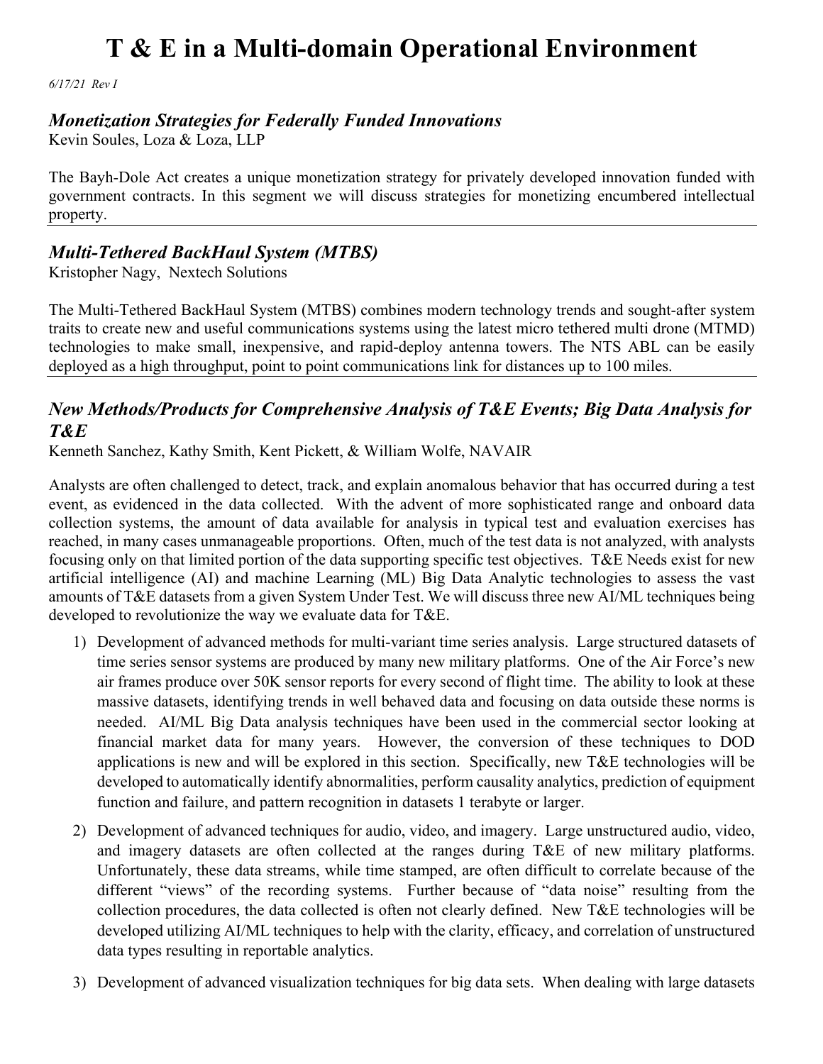# T & E in a Multi-domain Operational Environment

*6/17/21 Rev I*

## *Monetization Strategies for Federally Funded Innovations*

Kevin Soules, Loza & Loza, LLP

The Bayh-Dole Act creates a unique monetization strategy for privately developed innovation funded with government contracts. In this segment we will discuss strategies for monetizing encumbered intellectual property.

---

## *Multi-Tethered BackHaul System (MTBS)*

Kristopher Nagy, Nextech Solutions

The Multi-Tethered BackHaul System (MTBS) combines modern technology trends and sought-after system traits to create new and useful communications systems using the latest micro tethered multi drone (MTMD) technologies to make small, inexpensive, and rapid-deploy antenna towers. The NTS ABL can be easily deployed as a high throughput, point to point communications link for distances up to 100 miles.

---

## *New Methods/Products for Comprehensive Analysis of T&E Events; Big Data Analysis for T&E*

Kenneth Sanchez, Kathy Smith, Kent Pickett, & William Wolfe, NAVAIR

Analysts are often challenged to detect, track, and explain anomalous behavior that has occurred during a test event, as evidenced in the data collected. With the advent of more sophisticated range and onboard data collection systems, the amount of data available for analysis in typical test and evaluation exercises has reached, in many cases unmanageable proportions. Often, much of the test data is not analyzed, with analysts focusing only on that limited portion of the data supporting specific test objectives. T&E Needs exist for new artificial intelligence (AI) and machine Learning (ML) Big Data Analytic technologies to assess the vast amounts of T&E datasets from a given System Under Test. We will discuss three new AI/ML techniques being developed to revolutionize the way we evaluate data for T&E.

1) Development of advanced methods for multi-variant time series analysis. Large structured datasets of time series sensor systems are produced by many new military platforms. One of the Air Force's new air frames produce over 50K sensor reports for every second of flight time. The ability to look at these massive datasets, identifying trends in well behaved data and focusing on data outside these norms is needed. AI/ML Big Data analysis techniques have been used in the commercial sector looking at financial market data for many years. However, the conversion of these techniques to DOD applications is new and will be explored in this section. Specifically, new T&E technologies will be developed to automatically identify abnormalities, perform causality analytics, prediction of equipment function and failure, and pattern recognition in datasets 1 terabyte or larger.

2) Development of advanced techniques for audio, video, and imagery. Large unstructured audio, video, and imagery datasets are often collected at the ranges during T&E of new military platforms. Unfortunately, these data streams, while time stamped, are often difficult to correlate because of the different "views" of the recording systems. Further because of "data noise" resulting from the collection procedures, the data collected is often not clearly defined. New T&E technologies will be developed utilizing AI/ML techniques to help with the clarity, efficacy, and correlation of unstructured data types resulting in reportable analytics.

3) Development of advanced visualization techniques for big data sets. When dealing with large datasets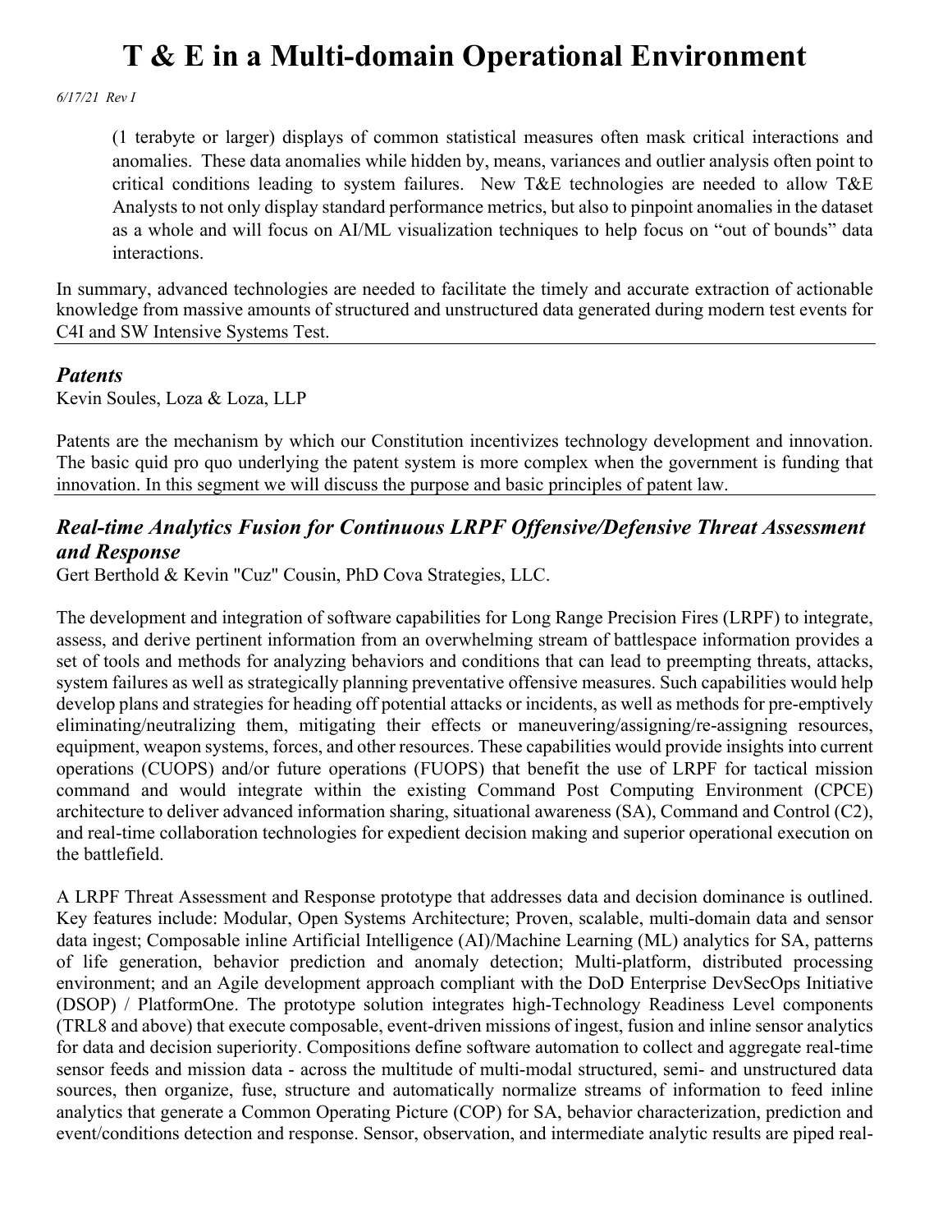(1 terabyte or larger) displays of common statistical measures often mask critical interactions and anomalies. These data anomalies while hidden by, means, variances and outlier analysis often point to critical conditions leading to system failures. New T&E technologies are needed to allow T&E Analysts to not only display standard performance metrics, but also to pinpoint anomalies in the dataset as a whole and will focus on AI/ML visualization techniques to help focus on "out of bounds" data interactions.

In summary, advanced technologies are needed to facilitate the timely and accurate extraction of actionable knowledge from massive amounts of structured and unstructured data generated during modern test events for C4I and SW Intensive Systems Test.

---

### *Patents*

Kevin Soules, Loza & Loza, LLP

Patents are the mechanism by which our Constitution incentivizes technology development and innovation. The basic quid pro quo underlying the patent system is more complex when the government is funding that innovation. In this segment we will discuss the purpose and basic principles of patent law.

---

### *Real-time Analytics Fusion for Continuous LRPF Offensive/Defensive Threat Assessment and Response*

Gert Berthold & Kevin "Cuz" Cousin, PhD Cova Strategies, LLC.

The development and integration of software capabilities for Long Range Precision Fires (LRPF) to integrate, assess, and derive pertinent information from an overwhelming stream of battlespace information provides a set of tools and methods for analyzing behaviors and conditions that can lead to preempting threats, attacks, system failures as well as strategically planning preventative offensive measures. Such capabilities would help develop plans and strategies for heading off potential attacks or incidents, as well as methods for pre-emptively eliminating/neutralizing them, mitigating their effects or maneuvering/assigning/re-assigning resources, equipment, weapon systems, forces, and other resources. These capabilities would provide insights into current operations (CUOPS) and/or future operations (FUOPS) that benefit the use of LRPF for tactical mission command and would integrate within the existing Command Post Computing Environment (CPCE) architecture to deliver advanced information sharing, situational awareness (SA), Command and Control (C2), and real-time collaboration technologies for expedient decision making and superior operational execution on the battlefield.

A LRPF Threat Assessment and Response prototype that addresses data and decision dominance is outlined. Key features include: Modular, Open Systems Architecture; Proven, scalable, multi-domain data and sensor data ingest; Composable inline Artificial Intelligence (AI)/Machine Learning (ML) analytics for SA, patterns of life generation, behavior prediction and anomaly detection; Multi-platform, distributed processing environment; and an Agile development approach compliant with the DoD Enterprise DevSecOps Initiative (DSOP) / PlatformOne. The prototype solution integrates high-Technology Readiness Level components (TRL8 and above) that execute composable, event-driven missions of ingest, fusion and inline sensor analytics for data and decision superiority. Compositions define software automation to collect and aggregate real-time sensor feeds and mission data - across the multitude of multi-modal structured, semi- and unstructured data sources, then organize, fuse, structure and automatically normalize streams of information to feed inline analytics that generate a Common Operating Picture (COP) for SA, behavior characterization, prediction and event/conditions detection and response. Sensor, observation, and intermediate analytic results are piped real-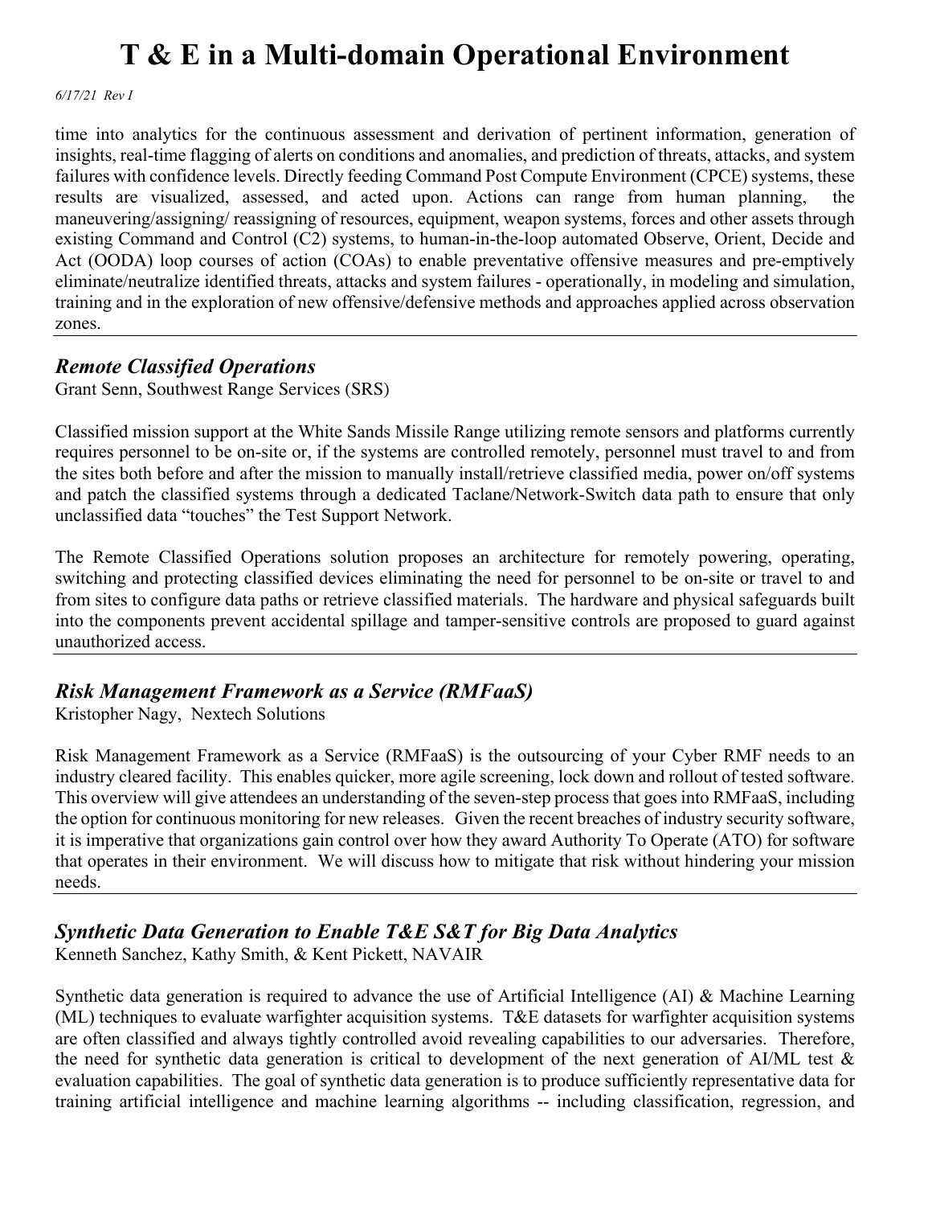time into analytics for the continuous assessment and derivation of pertinent information, generation of insights, real-time flagging of alerts on conditions and anomalies, and prediction of threats, attacks, and system failures with confidence levels. Directly feeding Command Post Compute Environment (CPCE) systems, these results are visualized, assessed, and acted upon. Actions can range from human planning, the maneuvering/assigning/ reassigning of resources, equipment, weapon systems, forces and other assets through existing Command and Control (C2) systems, to human-in-the-loop automated Observe, Orient, Decide and Act (OODA) loop courses of action (COAs) to enable preventative offensive measures and pre-emptively eliminate/neutralize identified threats, attacks and system failures - operationally, in modeling and simulation, training and in the exploration of new offensive/defensive methods and approaches applied across observation zones.

---

## *Remote Classified Operations*

Grant Senn, Southwest Range Services (SRS)

Classified mission support at the White Sands Missile Range utilizing remote sensors and platforms currently requires personnel to be on-site or, if the systems are controlled remotely, personnel must travel to and from the sites both before and after the mission to manually install/retrieve classified media, power on/off systems and patch the classified systems through a dedicated Taclane/Network-Switch data path to ensure that only unclassified data "touches" the Test Support Network.

The Remote Classified Operations solution proposes an architecture for remotely powering, operating, switching and protecting classified devices eliminating the need for personnel to be on-site or travel to and from sites to configure data paths or retrieve classified materials. The hardware and physical safeguards built into the components prevent accidental spillage and tamper-sensitive controls are proposed to guard against unauthorized access.

---

## *Risk Management Framework as a Service (RMFaaS)*

Kristopher Nagy, Nextech Solutions

Risk Management Framework as a Service (RMFaaS) is the outsourcing of your Cyber RMF needs to an industry cleared facility. This enables quicker, more agile screening, lock down and rollout of tested software. This overview will give attendees an understanding of the seven-step process that goes into RMFaaS, including the option for continuous monitoring for new releases. Given the recent breaches of industry security software, it is imperative that organizations gain control over how they award Authority To Operate (ATO) for software that operates in their environment. We will discuss how to mitigate that risk without hindering your mission needs.

---

## *Synthetic Data Generation to Enable T&E S&T for Big Data Analytics*

Kenneth Sanchez, Kathy Smith, & Kent Pickett, NAVAIR

Synthetic data generation is required to advance the use of Artificial Intelligence (AI) & Machine Learning (ML) techniques to evaluate warfighter acquisition systems. T&E datasets for warfighter acquisition systems are often classified and always tightly controlled avoid revealing capabilities to our adversaries. Therefore, the need for synthetic data generation is critical to development of the next generation of AI/ML test & evaluation capabilities. The goal of synthetic data generation is to produce sufficiently representative data for training artificial intelligence and machine learning algorithms -- including classification, regression, and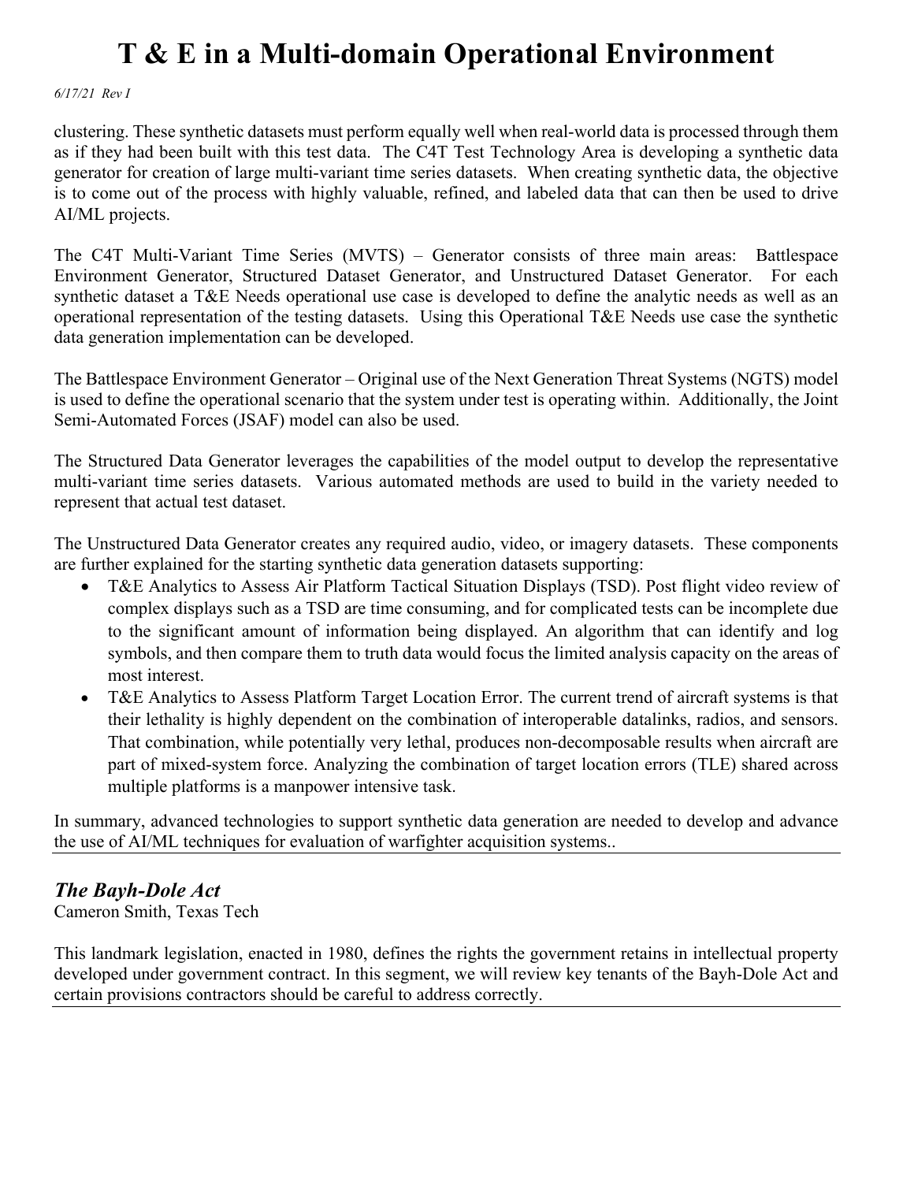clustering. These synthetic datasets must perform equally well when real-world data is processed through them as if they had been built with this test data. The C4T Test Technology Area is developing a synthetic data generator for creation of large multi-variant time series datasets. When creating synthetic data, the objective is to come out of the process with highly valuable, refined, and labeled data that can then be used to drive AI/ML projects.

The C4T Multi-Variant Time Series (MVTS) – Generator consists of three main areas: Battlespace Environment Generator, Structured Dataset Generator, and Unstructured Dataset Generator. For each synthetic dataset a T&E Needs operational use case is developed to define the analytic needs as well as an operational representation of the testing datasets. Using this Operational T&E Needs use case the synthetic data generation implementation can be developed.

The Battlespace Environment Generator – Original use of the Next Generation Threat Systems (NGTS) model is used to define the operational scenario that the system under test is operating within. Additionally, the Joint Semi-Automated Forces (JSAF) model can also be used.

The Structured Data Generator leverages the capabilities of the model output to develop the representative multi-variant time series datasets. Various automated methods are used to build in the variety needed to represent that actual test dataset.

The Unstructured Data Generator creates any required audio, video, or imagery datasets. These components are further explained for the starting synthetic data generation datasets supporting:

- T&E Analytics to Assess Air Platform Tactical Situation Displays (TSD). Post flight video review of complex displays such as a TSD are time consuming, and for complicated tests can be incomplete due to the significant amount of information being displayed. An algorithm that can identify and log symbols, and then compare them to truth data would focus the limited analysis capacity on the areas of most interest.
- T&E Analytics to Assess Platform Target Location Error. The current trend of aircraft systems is that their lethality is highly dependent on the combination of interoperable datalinks, radios, and sensors. That combination, while potentially very lethal, produces non-decomposable results when aircraft are part of mixed-system force. Analyzing the combination of target location errors (TLE) shared across multiple platforms is a manpower intensive task.

In summary, advanced technologies to support synthetic data generation are needed to develop and advance the use of AI/ML techniques for evaluation of warfighter acquisition systems..

---

### *The Bayh-Dole Act*

Cameron Smith, Texas Tech

This landmark legislation, enacted in 1980, defines the rights the government retains in intellectual property developed under government contract. In this segment, we will review key tenants of the Bayh-Dole Act and certain provisions contractors should be careful to address correctly.

---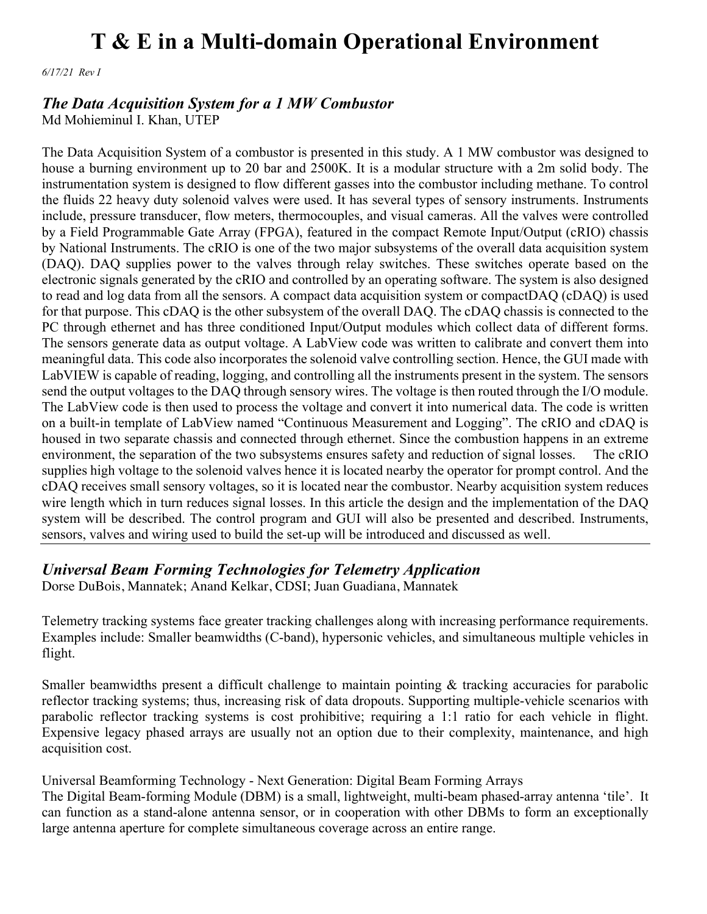# T & E in a Multi-domain Operational Environment

*6/17/21 Rev I*

### *The Data Acquisition System for a 1 MW Combustor*

Md Mohieminul I. Khan, UTEP

The Data Acquisition System of a combustor is presented in this study. A 1 MW combustor was designed to house a burning environment up to 20 bar and 2500K. It is a modular structure with a 2m solid body. The instrumentation system is designed to flow different gasses into the combustor including methane. To control the fluids 22 heavy duty solenoid valves were used. It has several types of sensory instruments. Instruments include, pressure transducer, flow meters, thermocouples, and visual cameras. All the valves were controlled by a Field Programmable Gate Array (FPGA), featured in the compact Remote Input/Output (cRIO) chassis by National Instruments. The cRIO is one of the two major subsystems of the overall data acquisition system (DAQ). DAQ supplies power to the valves through relay switches. These switches operate based on the electronic signals generated by the cRIO and controlled by an operating software. The system is also designed to read and log data from all the sensors. A compact data acquisition system or compactDAQ (cDAQ) is used for that purpose. This cDAQ is the other subsystem of the overall DAQ. The cDAQ chassis is connected to the PC through ethernet and has three conditioned Input/Output modules which collect data of different forms. The sensors generate data as output voltage. A LabView code was written to calibrate and convert them into meaningful data. This code also incorporates the solenoid valve controlling section. Hence, the GUI made with LabVIEW is capable of reading, logging, and controlling all the instruments present in the system. The sensors send the output voltages to the DAQ through sensory wires. The voltage is then routed through the I/O module. The LabView code is then used to process the voltage and convert it into numerical data. The code is written on a built-in template of LabView named "Continuous Measurement and Logging". The cRIO and cDAQ is housed in two separate chassis and connected through ethernet. Since the combustion happens in an extreme environment, the separation of the two subsystems ensures safety and reduction of signal losses. The cRIO supplies high voltage to the solenoid valves hence it is located nearby the operator for prompt control. And the cDAQ receives small sensory voltages, so it is located near the combustor. Nearby acquisition system reduces wire length which in turn reduces signal losses. In this article the design and the implementation of the DAQ system will be described. The control program and GUI will also be presented and described. Instruments, sensors, valves and wiring used to build the set-up will be introduced and discussed as well.

---

### *Universal Beam Forming Technologies for Telemetry Application*

Dorse DuBois, Mannatek; Anand Kelkar, CDSI; Juan Guadiana, Mannatek

Telemetry tracking systems face greater tracking challenges along with increasing performance requirements. Examples include: Smaller beamwidths (C-band), hypersonic vehicles, and simultaneous multiple vehicles in flight.

Smaller beamwidths present a difficult challenge to maintain pointing & tracking accuracies for parabolic reflector tracking systems; thus, increasing risk of data dropouts. Supporting multiple-vehicle scenarios with parabolic reflector tracking systems is cost prohibitive; requiring a 1:1 ratio for each vehicle in flight. Expensive legacy phased arrays are usually not an option due to their complexity, maintenance, and high acquisition cost.

Universal Beamforming Technology - Next Generation: Digital Beam Forming Arrays

The Digital Beam-forming Module (DBM) is a small, lightweight, multi-beam phased-array antenna 'tile'. It can function as a stand-alone antenna sensor, or in cooperation with other DBMs to form an exceptionally large antenna aperture for complete simultaneous coverage across an entire range.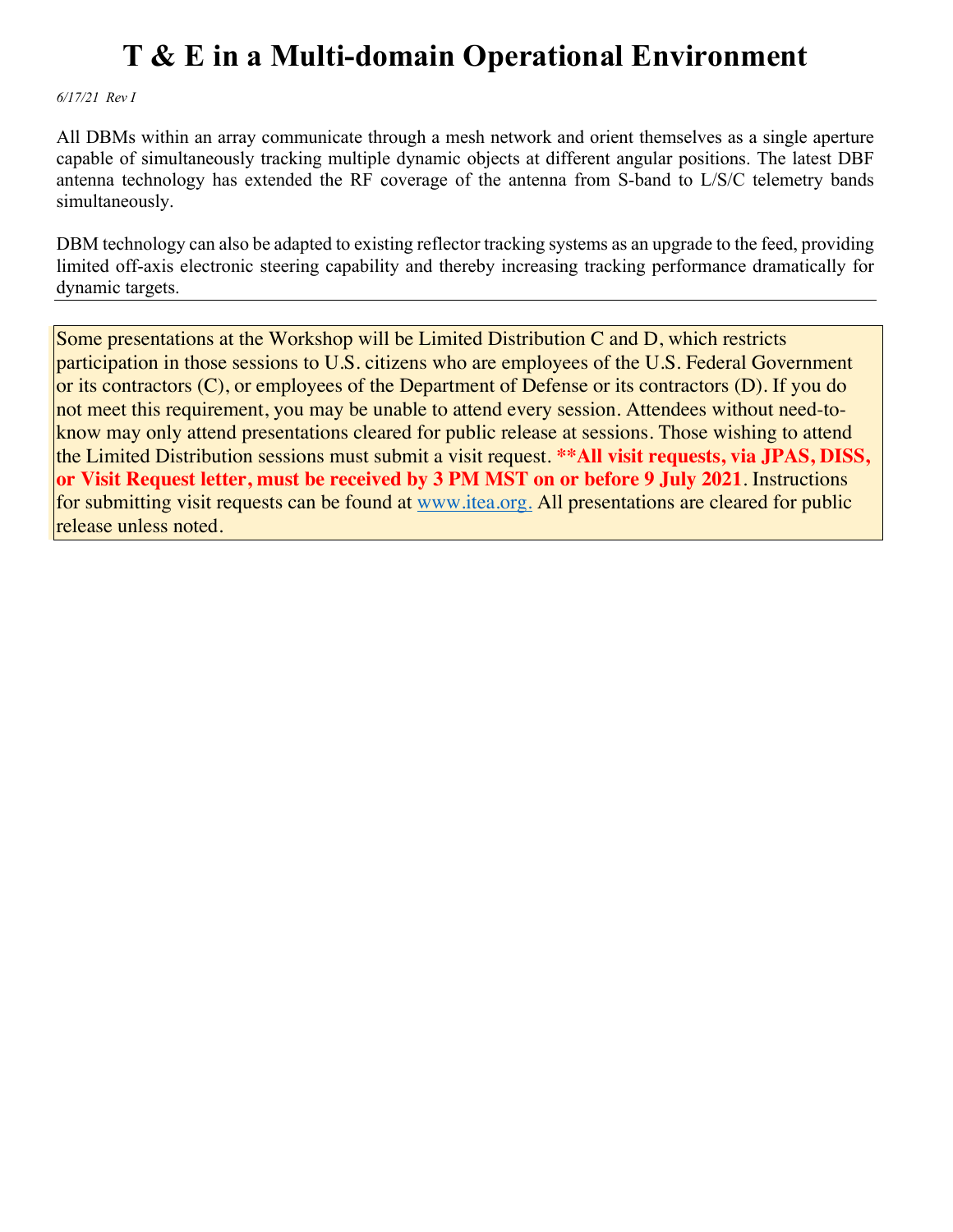# T & E in a Multi-domain Operational Environment

*6/17/21 Rev I*

All DBMs within an array communicate through a mesh network and orient themselves as a single aperture capable of simultaneously tracking multiple dynamic objects at different angular positions. The latest DBF antenna technology has extended the RF coverage of the antenna from S-band to L/S/C telemetry bands simultaneously.

DBM technology can also be adapted to existing reflector tracking systems as an upgrade to the feed, providing limited off-axis electronic steering capability and thereby increasing tracking performance dramatically for dynamic targets.

---

Some presentations at the Workshop will be Limited Distribution C and D, which restricts participation in those sessions to U.S. citizens who are employees of the U.S. Federal Government or its contractors (C), or employees of the Department of Defense or its contractors (D). If you do not meet this requirement, you may be unable to attend every session. Attendees without need-to-know may only attend presentations cleared for public release at sessions. Those wishing to attend the Limited Distribution sessions must submit a visit request. **\*\*All visit requests, via JPAS, DISS, or Visit Request letter, must be received by 3 PM MST on or before 9 July 2021**. Instructions for submitting visit requests can be found at www.itea.org. All presentations are cleared for public release unless noted.